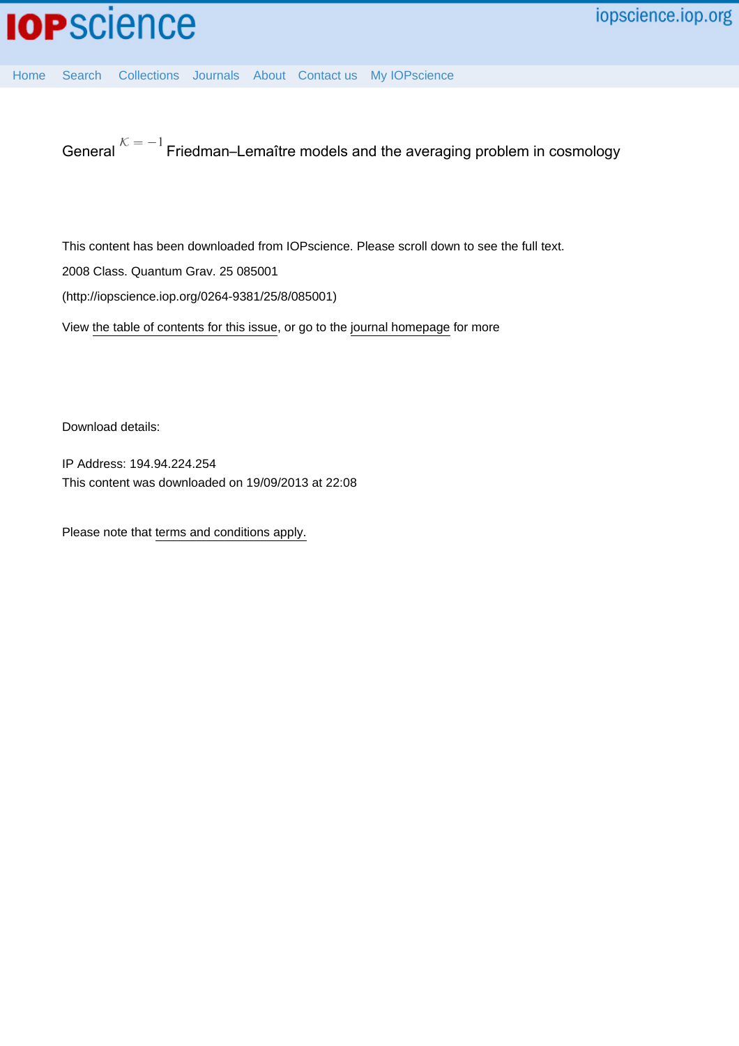# General $\mathcal{K} = -1$ Friedman–Lemaître models and the averaging problem in cosmology

This content has been downloaded from IOPscience. Please scroll down to see the full text.

2008 Class. Quantum Grav. 25 085001

(http://iopscience.iop.org/0264-9381/25/8/085001)

View the table of contents for this issue, or go to the journal homepage for more

Download details:

IP Address: 194.94.224.254

This content was downloaded on 19/09/2013 at 22:08

Please note that terms and conditions apply.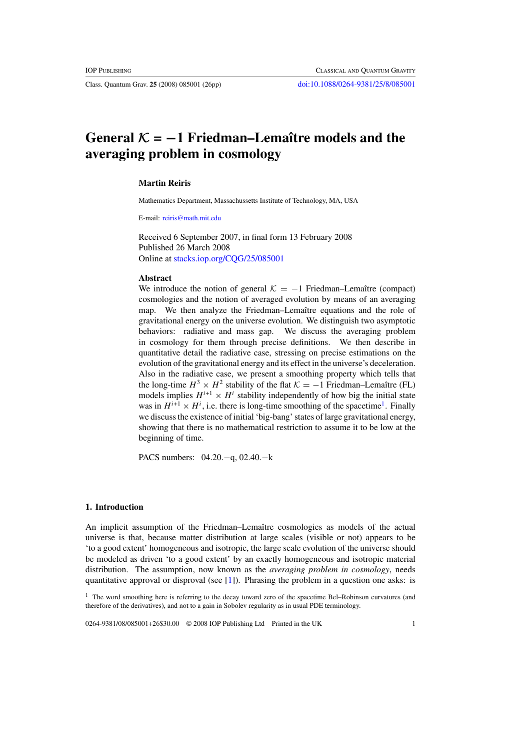# General $\mathcal{K} = -1$ Friedman–Lemaître models and the averaging problem in cosmology

**Martin Reiris**

Mathematics Department, Massachussetts Institute of Technology, MA, USA

E-mail: reiris@math.mit.edu

Received 6 September 2007, in final form 13 February 2008
Published 26 March 2008
Online at stacks.iop.org/CQG/25/085001

## Abstract

We introduce the notion of general $\mathcal{K} = -1$ Friedman–Lemaître (compact) cosmologies and the notion of averaged evolution by means of an averaging map. We then analyze the Friedman–Lemaître equations and the role of gravitational energy on the universe evolution. We distinguish two asymptotic behaviors: radiative and mass gap. We discuss the averaging problem in cosmology for them through precise definitions. We then describe in quantitative detail the radiative case, stressing on precise estimations on the evolution of the gravitational energy and its effect in the universe's deceleration. Also in the radiative case, we present a smoothing property which tells that the long-time $H^3 \times H^2$ stability of the flat $\mathcal{K} = -1$ Friedman–Lemaître (FL) models implies $H^{i+1} \times H^i$ stability independently of how big the initial state was in $H^{i+1} \times H^i$, i.e. there is long-time smoothing of the spacetime[1]. Finally we discuss the existence of initial 'big-bang' states of large gravitational energy, showing that there is no mathematical restriction to assume it to be low at the beginning of time.

PACS numbers: 04.20.−q, 02.40.−k

## 1. Introduction

An implicit assumption of the Friedman–Lemaître cosmologies as models of the actual universe is that, because matter distribution at large scales (visible or not) appears to be 'to a good extent' homogeneous and isotropic, the large scale evolution of the universe should be modeled as driven 'to a good extent' by an exactly homogeneous and isotropic material distribution. The assumption, now known as the *averaging problem in cosmology*, needs quantitative approval or disproval (see [1]). Phrasing the problem in a question one asks: is

[1] The word smoothing here is referring to the decay toward zero of the spacetime Bel–Robinson curvatures (and therefore of the derivatives), and not to a gain in Sobolev regularity as in usual PDE terminology.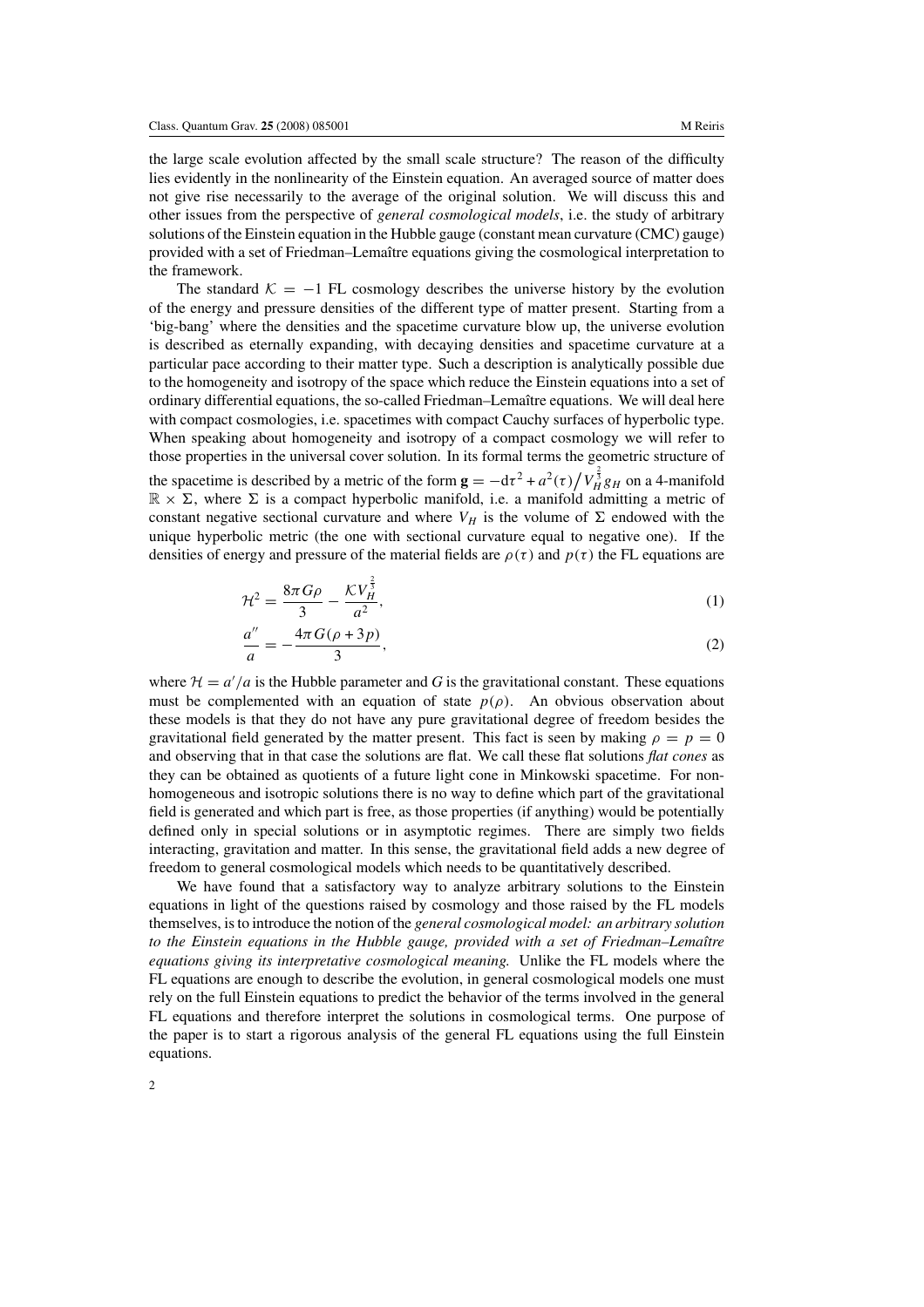the large scale evolution affected by the small scale structure? The reason of the difficulty lies evidently in the nonlinearity of the Einstein equation. An averaged source of matter does not give rise necessarily to the average of the original solution. We will discuss this and other issues from the perspective of *general cosmological models*, i.e. the study of arbitrary solutions of the Einstein equation in the Hubble gauge (constant mean curvature (CMC) gauge) provided with a set of Friedman–Lemaître equations giving the cosmological interpretation to the framework.

The standard $\mathcal{K} = -1$ FL cosmology describes the universe history by the evolution of the energy and pressure densities of the different type of matter present. Starting from a 'big-bang' where the densities and the spacetime curvature blow up, the universe evolution is described as eternally expanding, with decaying densities and spacetime curvature at a particular pace according to their matter type. Such a description is analytically possible due to the homogeneity and isotropy of the space which reduce the Einstein equations into a set of ordinary differential equations, the so-called Friedman–Lemaître equations. We will deal here with compact cosmologies, i.e. spacetimes with compact Cauchy surfaces of hyperbolic type. When speaking about homogeneity and isotropy of a compact cosmology we will refer to those properties in the universal cover solution. In its formal terms the geometric structure of the spacetime is described by a metric of the form $\mathbf{g} = -\mathrm{d}\tau^2 + a^2(\tau)\big/V_H^{\frac{2}{3}} g_H$ on a 4-manifold $\mathbb{R} \times \Sigma$, where $\Sigma$ is a compact hyperbolic manifold, i.e. a manifold admitting a metric of constant negative sectional curvature and where $V_H$ is the volume of $\Sigma$ endowed with the unique hyperbolic metric (the one with sectional curvature equal to negative one). If the densities of energy and pressure of the material fields are $\rho(\tau)$ and $p(\tau)$ the FL equations are

$$\mathcal{H}^2 = \frac{8\pi G\rho}{3} - \frac{\mathcal{K}V_H^{\frac{2}{3}}}{a^2}, \tag{1}$$

$$\frac{a''}{a} = -\frac{4\pi G(\rho + 3p)}{3}, \tag{2}$$

where $\mathcal{H} = a'/a$ is the Hubble parameter and $G$ is the gravitational constant. These equations must be complemented with an equation of state $p(\rho)$. An obvious observation about these models is that they do not have any pure gravitational degree of freedom besides the gravitational field generated by the matter present. This fact is seen by making $\rho = p = 0$ and observing that in that case the solutions are flat. We call these flat solutions *flat cones* as they can be obtained as quotients of a future light cone in Minkowski spacetime. For non-homogeneous and isotropic solutions there is no way to define which part of the gravitational field is generated and which part is free, as those properties (if anything) would be potentially defined only in special solutions or in asymptotic regimes. There are simply two fields interacting, gravitation and matter. In this sense, the gravitational field adds a new degree of freedom to general cosmological models which needs to be quantitatively described.

We have found that a satisfactory way to analyze arbitrary solutions to the Einstein equations in light of the questions raised by cosmology and those raised by the FL models themselves, is to introduce the notion of the *general cosmological model: an arbitrary solution to the Einstein equations in the Hubble gauge, provided with a set of Friedman–Lemaître equations giving its interpretative cosmological meaning.* Unlike the FL models where the FL equations are enough to describe the evolution, in general cosmological models one must rely on the full Einstein equations to predict the behavior of the terms involved in the general FL equations and therefore interpret the solutions in cosmological terms. One purpose of the paper is to start a rigorous analysis of the general FL equations using the full Einstein equations.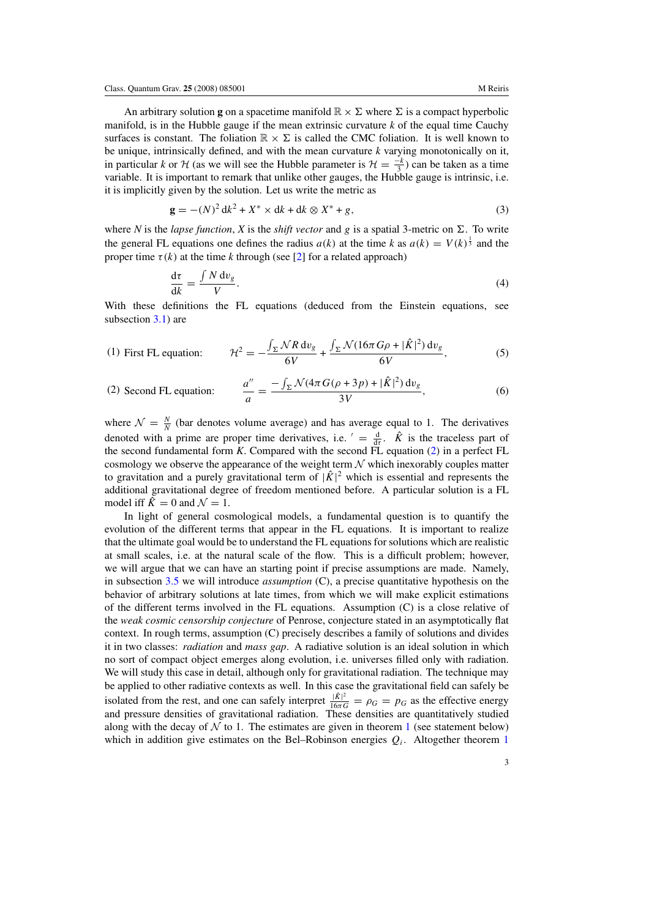An arbitrary solution $\mathbf{g}$ on a spacetime manifold $\mathbb{R} \times \Sigma$ where $\Sigma$ is a compact hyperbolic manifold, is in the Hubble gauge if the mean extrinsic curvature $k$ of the equal time Cauchy surfaces is constant. The foliation $\mathbb{R} \times \Sigma$ is called the CMC foliation. It is well known to be unique, intrinsically defined, and with the mean curvature $k$ varying monotonically on it, in particular $k$ or $\mathcal{H}$ (as we will see the Hubble parameter is $\mathcal{H} = \frac{-k}{3}$) can be taken as a time variable. It is important to remark that unlike other gauges, the Hubble gauge is intrinsic, i.e. it is implicitly given by the solution. Let us write the metric as

$$\mathbf{g} = -(N)^2 \, dk^2 + X^* \times dk + dk \otimes X^* + g, \tag{3}$$

where $N$ is the *lapse function*, $X$ is the *shift vector* and $g$ is a spatial 3-metric on $\Sigma$. To write the general FL equations one defines the radius $a(k)$ at the time $k$ as $a(k) = V(k)^{\frac{1}{3}}$ and the proper time $\tau(k)$ at the time $k$ through (see [2] for a related approach)

$$\frac{d\tau}{dk} = \frac{\int N \, dv_g}{V}. \tag{4}$$

With these definitions the FL equations (deduced from the Einstein equations, see subsection 3.1) are

(1) First FL equation:
$$\mathcal{H}^2 = -\frac{\int_\Sigma \mathcal{N} R \, dv_g}{6V} + \frac{\int_\Sigma \mathcal{N}(16\pi G\rho + |\hat{K}|^2) \, dv_g}{6V}, \tag{5}$$

(2) Second FL equation:
$$\frac{a''}{a} = \frac{-\int_\Sigma \mathcal{N}(4\pi G(\rho + 3p) + |\hat{K}|^2) \, dv_g}{3V}, \tag{6}$$

where $\mathcal{N} = \frac{N}{\bar{N}}$ (bar denotes volume average) and has average equal to 1. The derivatives denoted with a prime are proper time derivatives, i.e. $' = \frac{d}{d\tau}$. $\hat{K}$ is the traceless part of the second fundamental form $K$. Compared with the second FL equation (2) in a perfect FL cosmology we observe the appearance of the weight term $\mathcal{N}$ which inexorably couples matter to gravitation and a purely gravitational term of $|\hat{K}|^2$ which is essential and represents the additional gravitational degree of freedom mentioned before. A particular solution is a FL model iff $\hat{K} = 0$ and $\mathcal{N} = 1$.

In light of general cosmological models, a fundamental question is to quantify the evolution of the different terms that appear in the FL equations. It is important to realize that the ultimate goal would be to understand the FL equations for solutions which are realistic at small scales, i.e. at the natural scale of the flow. This is a difficult problem; however, we will argue that we can have an starting point if precise assumptions are made. Namely, in subsection 3.5 we will introduce *assumption* (C), a precise quantitative hypothesis on the behavior of arbitrary solutions at late times, from which we will make explicit estimations of the different terms involved in the FL equations. Assumption (C) is a close relative of the *weak cosmic censorship conjecture* of Penrose, conjecture stated in an asymptotically flat context. In rough terms, assumption (C) precisely describes a family of solutions and divides it in two classes: *radiation* and *mass gap*. A radiative solution is an ideal solution in which no sort of compact object emerges along evolution, i.e. universes filled only with radiation. We will study this case in detail, although only for gravitational radiation. The technique may be applied to other radiative contexts as well. In this case the gravitational field can safely be isolated from the rest, and one can safely interpret $\frac{|\hat{K}|^2}{16\pi G} = \rho_G = p_G$ as the effective energy and pressure densities of gravitational radiation. These densities are quantitatively studied along with the decay of $\mathcal{N}$ to 1. The estimates are given in theorem 1 (see statement below) which in addition give estimates on the Bel–Robinson energies $Q_i$. Altogether theorem 1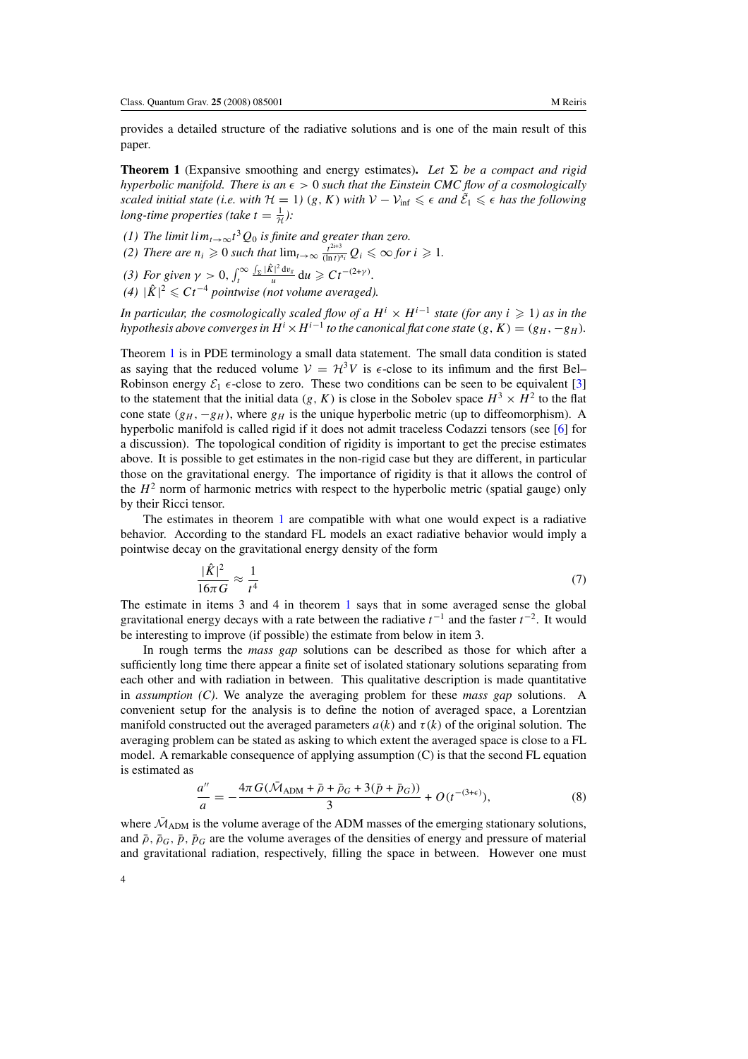provides a detailed structure of the radiative solutions and is one of the main result of this paper.

**Theorem 1** (Expansive smoothing and energy estimates)**.** *Let $\Sigma$ be a compact and rigid hyperbolic manifold. There is an $\epsilon > 0$ such that the Einstein CMC flow of a cosmologically scaled initial state (i.e. with $\mathcal{H} = 1$) $(g, K)$ with $\mathcal{V} - \mathcal{V}_{\inf} \leqslant \epsilon$ and $\tilde{\mathcal{E}}_1 \leqslant \epsilon$ has the following long-time properties (take $t = \frac{1}{\mathcal{H}}$):*

*(1) The limit $lim_{t\rightarrow\infty} t^3 Q_0$ is finite and greater than zero.*
*(2) There are $n_i \geqslant 0$ such that $\lim_{t\rightarrow\infty} \frac{t^{2i+3}}{(\ln t)^{n_i}} Q_i \leqslant \infty$ for $i \geqslant 1$.*
*(3) For given $\gamma > 0$, $\int_t^\infty \frac{\int_\Sigma |\hat{K}|^2 \, dv_g}{u} \, du \geqslant C t^{-(2+\gamma)}$.*
*(4) $|\hat{K}|^2 \leqslant C t^{-4}$ pointwise (not volume averaged).*

*In particular, the cosmologically scaled flow of a $H^i \times H^{i-1}$ state (for any $i \geqslant 1$) as in the hypothesis above converges in $H^i \times H^{i-1}$ to the canonical flat cone state $(g, K) = (g_H, -g_H)$.*

Theorem 1 is in PDE terminology a small data statement. The small data condition is stated as saying that the reduced volume $\mathcal{V} = \mathcal{H}^3 V$ is $\epsilon$-close to its infimum and the first Bel–Robinson energy $\mathcal{E}_1$ $\epsilon$-close to zero. These two conditions can be seen to be equivalent [3] to the statement that the initial data $(g, K)$ is close in the Sobolev space $H^3 \times H^2$ to the flat cone state $(g_H, -g_H)$, where $g_H$ is the unique hyperbolic metric (up to diffeomorphism). A hyperbolic manifold is called rigid if it does not admit traceless Codazzi tensors (see [6] for a discussion). The topological condition of rigidity is important to get the precise estimates above. It is possible to get estimates in the non-rigid case but they are different, in particular those on the gravitational energy. The importance of rigidity is that it allows the control of the $H^2$ norm of harmonic metrics with respect to the hyperbolic metric (spatial gauge) only by their Ricci tensor.

The estimates in theorem 1 are compatible with what one would expect is a radiative behavior. According to the standard FL models an exact radiative behavior would imply a pointwise decay on the gravitational energy density of the form

$$\frac{|\hat{K}|^2}{16\pi G} \approx \frac{1}{t^4} \tag{7}$$

The estimate in items 3 and 4 in theorem 1 says that in some averaged sense the global gravitational energy decays with a rate between the radiative $t^{-1}$ and the faster $t^{-2}$. It would be interesting to improve (if possible) the estimate from below in item 3.

In rough terms the *mass gap* solutions can be described as those for which after a sufficiently long time there appear a finite set of isolated stationary solutions separating from each other and with radiation in between. This qualitative description is made quantitative in *assumption (C)*. We analyze the averaging problem for these *mass gap* solutions. A convenient setup for the analysis is to define the notion of averaged space, a Lorentzian manifold constructed out the averaged parameters $a(k)$ and $\tau(k)$ of the original solution. The averaging problem can be stated as asking to which extent the averaged space is close to a FL model. A remarkable consequence of applying assumption (C) is that the second FL equation is estimated as

$$\frac{a''}{a} = -\frac{4\pi G(\bar{\mathcal{M}}_{\mathrm{ADM}} + \bar{\rho} + \bar{\rho}_G + 3(\bar{p} + \bar{p}_G))}{3} + O(t^{-(3+\epsilon)}), \tag{8}$$

where $\bar{\mathcal{M}}_{\mathrm{ADM}}$ is the volume average of the ADM masses of the emerging stationary solutions, and $\bar{\rho}, \bar{\rho}_G, \bar{p}, \bar{p}_G$ are the volume averages of the densities of energy and pressure of material and gravitational radiation, respectively, filling the space in between. However one must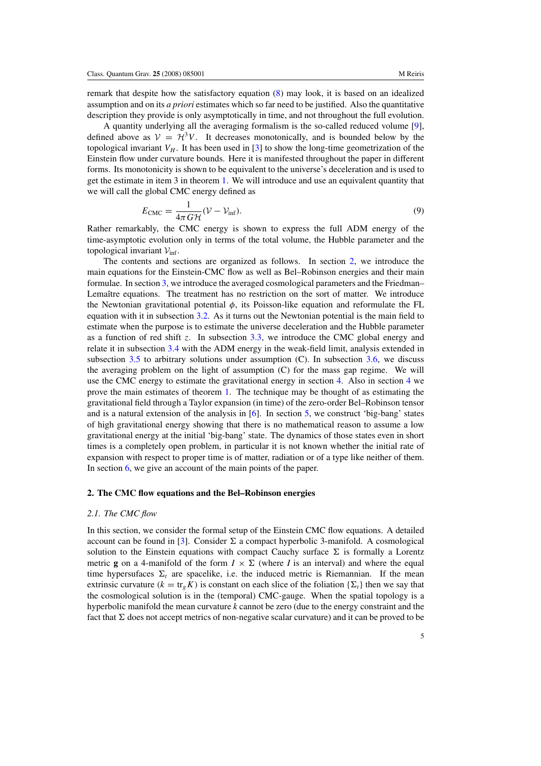remark that despite how the satisfactory equation (8) may look, it is based on an idealized assumption and on its *a priori* estimates which so far need to be justified. Also the quantitative description they provide is only asymptotically in time, and not throughout the full evolution.

A quantity underlying all the averaging formalism is the so-called reduced volume [9], defined above as $\mathcal{V} = \mathcal{H}^3 V$. It decreases monotonically, and is bounded below by the topological invariant $V_H$. It has been used in [3] to show the long-time geometrization of the Einstein flow under curvature bounds. Here it is manifested throughout the paper in different forms. Its monotonicity is shown to be equivalent to the universe's deceleration and is used to get the estimate in item 3 in theorem 1. We will introduce and use an equivalent quantity that we will call the global CMC energy defined as

$$E_{\mathrm{CMC}} = \frac{1}{4\pi G\mathcal{H}}(\mathcal{V} - \mathcal{V}_{\mathrm{inf}}). \tag{9}$$

Rather remarkably, the CMC energy is shown to express the full ADM energy of the time-asymptotic evolution only in terms of the total volume, the Hubble parameter and the topological invariant $\mathcal{V}_{\mathrm{inf}}$.

The contents and sections are organized as follows. In section 2, we introduce the main equations for the Einstein-CMC flow as well as Bel–Robinson energies and their main formulae. In section 3, we introduce the averaged cosmological parameters and the Friedman–Lemaître equations. The treatment has no restriction on the sort of matter. We introduce the Newtonian gravitational potential $\phi$, its Poisson-like equation and reformulate the FL equation with it in subsection 3.2. As it turns out the Newtonian potential is the main field to estimate when the purpose is to estimate the universe deceleration and the Hubble parameter as a function of red shift $z$. In subsection 3.3, we introduce the CMC global energy and relate it in subsection 3.4 with the ADM energy in the weak-field limit, analysis extended in subsection 3.5 to arbitrary solutions under assumption (C). In subsection 3.6, we discuss the averaging problem on the light of assumption (C) for the mass gap regime. We will use the CMC energy to estimate the gravitational energy in section 4. Also in section 4 we prove the main estimates of theorem 1. The technique may be thought of as estimating the gravitational field through a Taylor expansion (in time) of the zero-order Bel–Robinson tensor and is a natural extension of the analysis in [6]. In section 5, we construct 'big-bang' states of high gravitational energy showing that there is no mathematical reason to assume a low gravitational energy at the initial 'big-bang' state. The dynamics of those states even in short times is a completely open problem, in particular it is not known whether the initial rate of expansion with respect to proper time is of matter, radiation or of a type like neither of them. In section 6, we give an account of the main points of the paper.

## 2. The CMC flow equations and the Bel–Robinson energies

### 2.1. The CMC flow

In this section, we consider the formal setup of the Einstein CMC flow equations. A detailed account can be found in [3]. Consider $\Sigma$ a compact hyperbolic 3-manifold. A cosmological solution to the Einstein equations with compact Cauchy surface $\Sigma$ is formally a Lorentz metric $\mathbf{g}$ on a 4-manifold of the form $I \times \Sigma$ (where $I$ is an interval) and where the equal time hypersufaces $\Sigma_t$ are spacelike, i.e. the induced metric is Riemannian. If the mean extrinsic curvature ($k = \mathrm{tr}_g K$) is constant on each slice of the foliation $\{\Sigma_t\}$ then we say that the cosmological solution is in the (temporal) CMC-gauge. When the spatial topology is a hyperbolic manifold the mean curvature $k$ cannot be zero (due to the energy constraint and the fact that $\Sigma$ does not accept metrics of non-negative scalar curvature) and it can be proved to be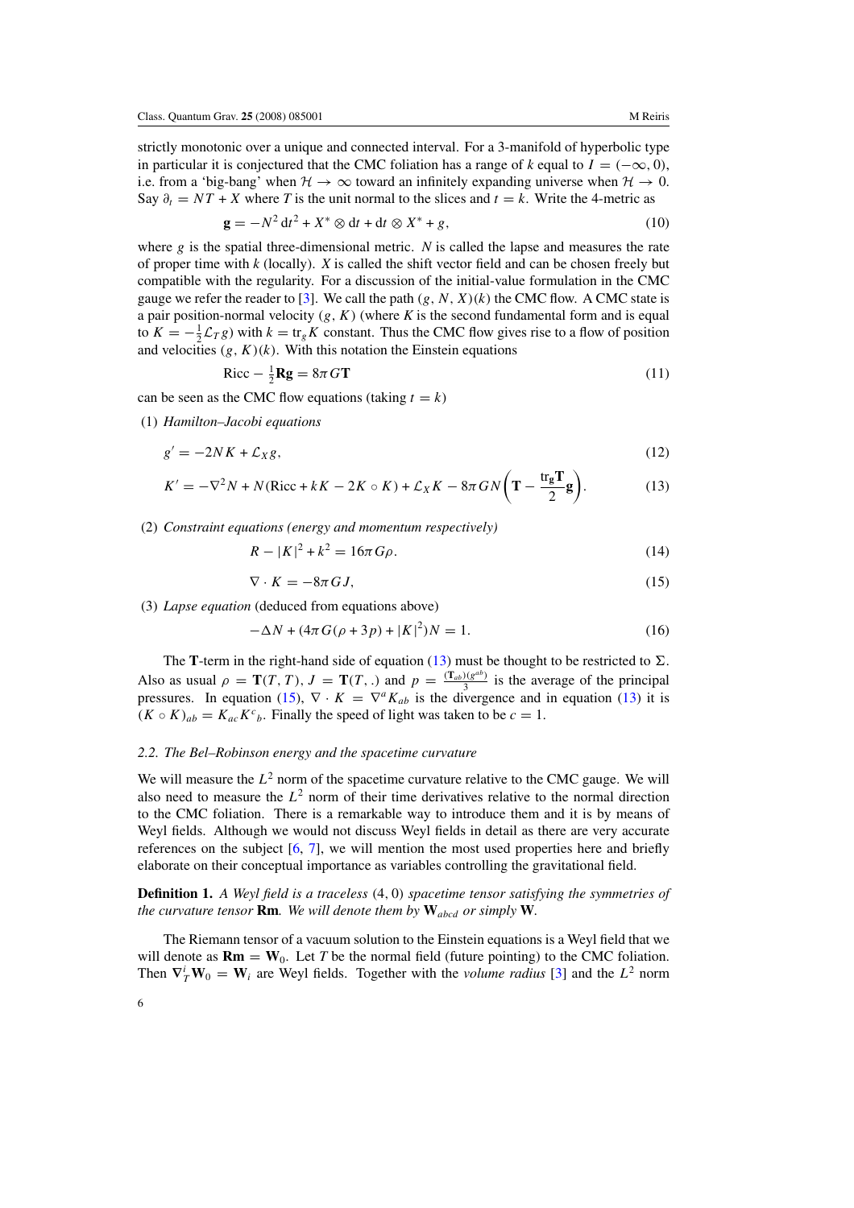strictly monotonic over a unique and connected interval. For a 3-manifold of hyperbolic type in particular it is conjectured that the CMC foliation has a range of $k$ equal to $I = (-\infty, 0)$, i.e. from a 'big-bang' when $\mathcal{H} \to \infty$ toward an infinitely expanding universe when $\mathcal{H} \to 0$. Say $\partial_t = NT + X$ where $T$ is the unit normal to the slices and $t = k$. Write the 4-metric as

$$\mathbf{g} = -N^2\,\mathrm{d}t^2 + X^* \otimes \mathrm{d}t + \mathrm{d}t \otimes X^* + g, \tag{10}$$

where $g$ is the spatial three-dimensional metric. $N$ is called the lapse and measures the rate of proper time with $k$ (locally). $X$ is called the shift vector field and can be chosen freely but compatible with the regularity. For a discussion of the initial-value formulation in the CMC gauge we refer the reader to [3]. We call the path $(g, N, X)(k)$ the CMC flow. A CMC state is a pair position-normal velocity $(g, K)$ (where $K$ is the second fundamental form and is equal to $K = -\frac{1}{2}\mathcal{L}_T g$) with $k = \mathrm{tr}_g K$ constant. Thus the CMC flow gives rise to a flow of position and velocities $(g, K)(k)$. With this notation the Einstein equations

$$\mathrm{Ricc} - \tfrac{1}{2}\mathbf{Rg} = 8\pi G\mathbf{T} \tag{11}$$

can be seen as the CMC flow equations (taking $t = k$)

(1) *Hamilton–Jacobi equations*

$$g' = -2NK + \mathcal{L}_X g, \tag{12}$$

$$K' = -\nabla^2 N + N(\mathrm{Ricc} + kK - 2K \circ K) + \mathcal{L}_X K - 8\pi G N\left(\mathbf{T} - \frac{\mathrm{tr}_{\mathbf{g}}\mathbf{T}}{2}\mathbf{g}\right). \tag{13}$$

(2) *Constraint equations (energy and momentum respectively)*

$$R - |K|^2 + k^2 = 16\pi G\rho. \tag{14}$$

$$\nabla \cdot K = -8\pi G J, \tag{15}$$

(3) *Lapse equation* (deduced from equations above)

$$-\Delta N + (4\pi G(\rho + 3p) + |K|^2)N = 1. \tag{16}$$

The $\mathbf{T}$-term in the right-hand side of equation (13) must be thought to be restricted to $\Sigma$. Also as usual $\rho = \mathbf{T}(T, T)$, $J = \mathbf{T}(T, .)$ and $p = \frac{(\mathbf{T}_{ab})(g^{ab})}{3}$ is the average of the principal pressures. In equation (15), $\nabla \cdot K = \nabla^a K_{ab}$ is the divergence and in equation (13) it is $(K \circ K)_{ab} = K_{ac}K^c{}_b$. Finally the speed of light was taken to be $c = 1$.

### 2.2. The Bel–Robinson energy and the spacetime curvature

We will measure the $L^2$ norm of the spacetime curvature relative to the CMC gauge. We will also need to measure the $L^2$ norm of their time derivatives relative to the normal direction to the CMC foliation. There is a remarkable way to introduce them and it is by means of Weyl fields. Although we would not discuss Weyl fields in detail as there are very accurate references on the subject [6, 7], we will mention the most used properties here and briefly elaborate on their conceptual importance as variables controlling the gravitational field.

**Definition 1.** *A Weyl field is a traceless* $(4, 0)$ *spacetime tensor satisfying the symmetries of the curvature tensor* $\mathbf{Rm}$*. We will denote them by* $\mathbf{W}_{abcd}$ *or simply* $\mathbf{W}$*.*

The Riemann tensor of a vacuum solution to the Einstein equations is a Weyl field that we will denote as $\mathbf{Rm} = \mathbf{W}_0$. Let $T$ be the normal field (future pointing) to the CMC foliation. Then $\nabla^i_T \mathbf{W}_0 = \mathbf{W}_i$ are Weyl fields. Together with the *volume radius* [3] and the $L^2$ norm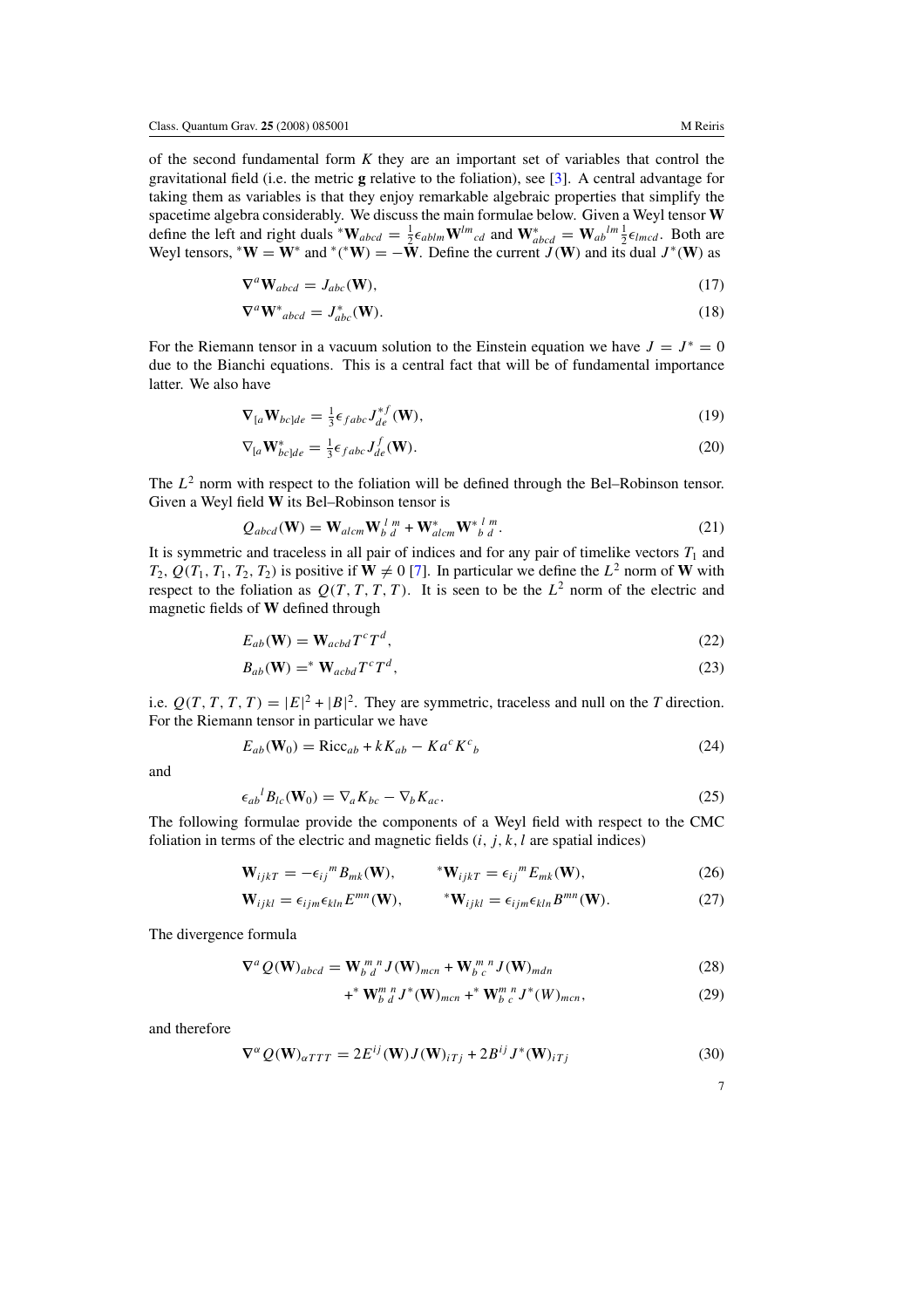of the second fundamental form $K$ they are an important set of variables that control the gravitational field (i.e. the metric $\mathbf{g}$ relative to the foliation), see [3]. A central advantage for taking them as variables is that they enjoy remarkable algebraic properties that simplify the spacetime algebra considerably. We discuss the main formulae below. Given a Weyl tensor $\mathbf{W}$ define the left and right duals ${}^*\mathbf{W}_{abcd} = \frac{1}{2}\epsilon_{ablm}\mathbf{W}^{lm}{}_{cd}$ and $\mathbf{W}^*_{abcd} = \mathbf{W}_{ab}{}^{lm}\frac{1}{2}\epsilon_{lmcd}$. Both are Weyl tensors, ${}^*\mathbf{W} = \mathbf{W}^*$ and ${}^*({}^*\mathbf{W}) = -\mathbf{W}$. Define the current $J(\mathbf{W})$ and its dual $J^*(\mathbf{W})$ as

$$\nabla^a \mathbf{W}_{abcd} = J_{abc}(\mathbf{W}), \tag{17}$$

$$\nabla^a \mathbf{W}^*{}_{abcd} = J^*_{abc}(\mathbf{W}). \tag{18}$$

For the Riemann tensor in a vacuum solution to the Einstein equation we have $J = J^* = 0$ due to the Bianchi equations. This is a central fact that will be of fundamental importance latter. We also have

$$\nabla_{[a}\mathbf{W}_{bc]de} = \frac{1}{3}\epsilon_{fabc}J^{*f}_{de}(\mathbf{W}), \tag{19}$$

$$\nabla_{[a}\mathbf{W}^*_{bc]de} = \frac{1}{3}\epsilon_{fabc}J^{f}_{de}(\mathbf{W}). \tag{20}$$

The $L^2$ norm with respect to the foliation will be defined through the Bel–Robinson tensor. Given a Weyl field $\mathbf{W}$ its Bel–Robinson tensor is

$$Q_{abcd}(\mathbf{W}) = \mathbf{W}_{alcm}\mathbf{W}_b{}^l{}_d{}^m + \mathbf{W}^*_{alcm}\mathbf{W}^*{}_b{}^l{}_d{}^m. \tag{21}$$

It is symmetric and traceless in all pair of indices and for any pair of timelike vectors $T_1$ and $T_2$, $Q(T_1, T_1, T_2, T_2)$ is positive if $\mathbf{W} \neq 0$ [7]. In particular we define the $L^2$ norm of $\mathbf{W}$ with respect to the foliation as $Q(T, T, T, T)$. It is seen to be the $L^2$ norm of the electric and magnetic fields of $\mathbf{W}$ defined through

$$E_{ab}(\mathbf{W}) = \mathbf{W}_{acbd}T^cT^d, \tag{22}$$

$$B_{ab}(\mathbf{W}) = {}^*\mathbf{W}_{acbd}T^cT^d, \tag{23}$$

i.e. $Q(T, T, T, T) = |E|^2 + |B|^2$. They are symmetric, traceless and null on the $T$ direction. For the Riemann tensor in particular we have

$$E_{ab}(\mathbf{W}_0) = \mathrm{Ricc}_{ab} + kK_{ab} - K a^c K^c{}_b \tag{24}$$

and

$$\epsilon_{ab}{}^l B_{lc}(\mathbf{W}_0) = \nabla_a K_{bc} - \nabla_b K_{ac}. \tag{25}$$

The following formulae provide the components of a Weyl field with respect to the CMC foliation in terms of the electric and magnetic fields ($i, j, k, l$ are spatial indices)

$$\mathbf{W}_{ijkT} = -\epsilon_{ij}{}^m B_{mk}(\mathbf{W}), \qquad {}^*\mathbf{W}_{ijkT} = \epsilon_{ij}{}^m E_{mk}(\mathbf{W}), \tag{26}$$

$$\mathbf{W}_{ijkl} = \epsilon_{ijm}\epsilon_{kln}E^{mn}(\mathbf{W}), \qquad {}^*\mathbf{W}_{ijkl} = \epsilon_{ijm}\epsilon_{kln}B^{mn}(\mathbf{W}). \tag{27}$$

The divergence formula

$$\nabla^a Q(\mathbf{W})_{abcd} = \mathbf{W}_b{}^m{}_d{}^n J(\mathbf{W})_{mcn} + \mathbf{W}_b{}^m{}_c{}^n J(\mathbf{W})_{mdn} \tag{28}$$

$$+ {}^*\mathbf{W}_b{}^m{}_d{}^n J^*(\mathbf{W})_{mcn} + {}^*\mathbf{W}_b{}^m{}_c{}^n J^*(W)_{mcn}, \tag{29}$$

and therefore

$$\nabla^\alpha Q(\mathbf{W})_{\alpha TTT} = 2E^{ij}(\mathbf{W})J(\mathbf{W})_{iTj} + 2B^{ij}J^*(\mathbf{W})_{iTj} \tag{30}$$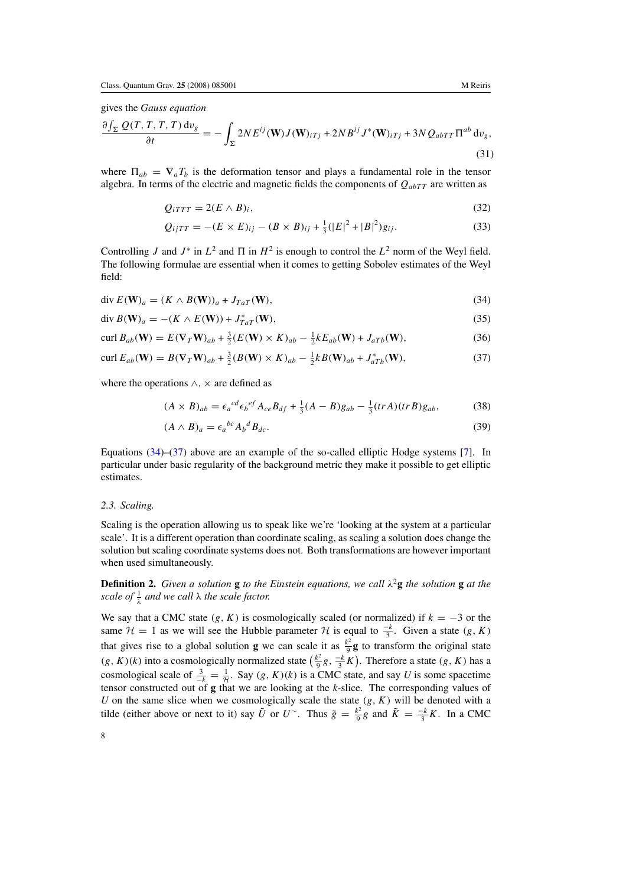gives the *Gauss equation*

$$\frac{\partial \int_\Sigma Q(T,T,T,T)\,\mathrm{d}v_g}{\partial t} = -\int_\Sigma 2NE^{ij}(\mathbf{W})J(\mathbf{W})_{iTj} + 2NB^{ij}J^*(\mathbf{W})_{iTj} + 3NQ_{abTT}\Pi^{ab}\,\mathrm{d}v_g, \tag{31}$$

where $\Pi_{ab} = \nabla_a T_b$ is the deformation tensor and plays a fundamental role in the tensor algebra. In terms of the electric and magnetic fields the components of $Q_{abTT}$ are written as

$$Q_{iTTT} = 2(E \wedge B)_i, \tag{32}$$

$$Q_{ijTT} = -(E \times E)_{ij} - (B \times B)_{ij} + \tfrac{1}{3}(|E|^2 + |B|^2)g_{ij}. \tag{33}$$

Controlling $J$ and $J^*$ in $L^2$ and $\Pi$ in $H^2$ is enough to control the $L^2$ norm of the Weyl field. The following formulae are essential when it comes to getting Sobolev estimates of the Weyl field:

$$\operatorname{div} E(\mathbf{W})_a = (K \wedge B(\mathbf{W}))_a + J_{TaT}(\mathbf{W}), \tag{34}$$

$$\operatorname{div} B(\mathbf{W})_a = -(K \wedge E(\mathbf{W})) + J^*_{TaT}(\mathbf{W}), \tag{35}$$

$$\operatorname{curl} B_{ab}(\mathbf{W}) = E(\nabla_T \mathbf{W})_{ab} + \tfrac{3}{2}(E(\mathbf{W}) \times K)_{ab} - \tfrac{1}{2}kE_{ab}(\mathbf{W}) + J_{aTb}(\mathbf{W}), \tag{36}$$

$$\operatorname{curl} E_{ab}(\mathbf{W}) = B(\nabla_T \mathbf{W})_{ab} + \tfrac{3}{2}(B(\mathbf{W}) \times K)_{ab} - \tfrac{1}{2}kB(\mathbf{W})_{ab} + J^*_{aTb}(\mathbf{W}), \tag{37}$$

where the operations $\wedge$, $\times$ are defined as

$$(A \times B)_{ab} = \epsilon_a{}^{cd}\epsilon_b{}^{ef}A_{ce}B_{df} + \tfrac{1}{3}(A - B)g_{ab} - \tfrac{1}{3}(tr A)(tr B)g_{ab}, \tag{38}$$

$$(A \wedge B)_a = \epsilon_a{}^{bc}A_b{}^d B_{dc}. \tag{39}$$

Equations (34)–(37) above are an example of the so-called elliptic Hodge systems [7]. In particular under basic regularity of the background metric they make it possible to get elliptic estimates.

*2.3. Scaling.*

Scaling is the operation allowing us to speak like we're 'looking at the system at a particular scale'. It is a different operation than coordinate scaling, as scaling a solution does change the solution but scaling coordinate systems does not. Both transformations are however important when used simultaneously.

**Definition 2.** *Given a solution* $\mathbf{g}$ *to the Einstein equations, we call* $\lambda^2\mathbf{g}$ *the solution* $\mathbf{g}$ *at the scale of* $\frac{1}{\lambda}$ *and we call* $\lambda$ *the scale factor.*

We say that a CMC state $(g, K)$ is cosmologically scaled (or normalized) if $k = -3$ or the same $\mathcal{H} = 1$ as we will see the Hubble parameter $\mathcal{H}$ is equal to $\frac{-k}{3}$. Given a state $(g, K)$ that gives rise to a global solution $\mathbf{g}$ we can scale it as $\frac{k^2}{9}\mathbf{g}$ to transform the original state $(g, K)(k)$ into a cosmologically normalized state $\left(\frac{k^2}{9}g, \frac{-k}{3}K\right)$. Therefore a state $(g, K)$ has a cosmological scale of $\frac{3}{-k} = \frac{1}{\mathcal{H}}$. Say $(g, K)(k)$ is a CMC state, and say $U$ is some spacetime tensor constructed out of $\mathbf{g}$ that we are looking at the $k$-slice. The corresponding values of $U$ on the same slice when we cosmologically scale the state $(g, K)$ will be denoted with a tilde (either above or next to it) say $\tilde{U}$ or $U^{\sim}$. Thus $\tilde{g} = \frac{k^2}{9}g$ and $\tilde{K} = \frac{-k}{3}K$. In a CMC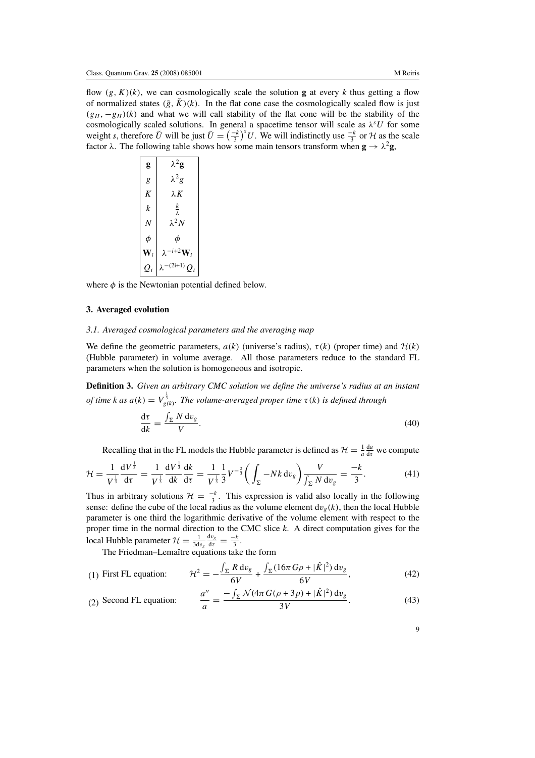flow $(g, K)(k)$, we can cosmologically scale the solution $\mathbf{g}$ at every $k$ thus getting a flow of normalized states $(\tilde{g}, \tilde{K})(k)$. In the flat cone case the cosmologically scaled flow is just $(g_H, -g_H)(k)$ and what we will call stability of the flat cone will be the stability of the cosmologically scaled solutions. In general a spacetime tensor will scale as $\lambda^s U$ for some weight $s$, therefore $\tilde{U}$ will be just $\tilde{U} = \left(\frac{-k}{3}\right)^s U$. We will indistinctly use $\frac{-k}{3}$ or $\mathcal{H}$ as the scale factor $\lambda$. The following table shows how some main tensors transform when $\mathbf{g} \to \lambda^2 \mathbf{g}$,

| | |
|---|---|
| $\mathbf{g}$ | $\lambda^2 \mathbf{g}$ |
| $g$ | $\lambda^2 g$ |
| $K$ | $\lambda K$ |
| $k$ | $\frac{k}{\lambda}$ |
| $N$ | $\lambda^2 N$ |
| $\phi$ | $\phi$ |
| $\mathbf{W}_i$ | $\lambda^{-i+2}\mathbf{W}_i$ |
| $Q_i$ | $\lambda^{-(2i+1)} Q_i$ |

where $\phi$ is the Newtonian potential defined below.

## 3. Averaged evolution

### 3.1. Averaged cosmological parameters and the averaging map

We define the geometric parameters, $a(k)$ (universe's radius), $\tau(k)$ (proper time) and $\mathcal{H}(k)$ (Hubble parameter) in volume average. All those parameters reduce to the standard FL parameters when the solution is homogeneous and isotropic.

**Definition 3.** *Given an arbitrary CMC solution we define the universe's radius at an instant of time $k$ as $a(k) = V_{g(k)}^{\frac{1}{3}}$. The volume-averaged proper time $\tau(k)$ is defined through*

$$\frac{\mathrm{d}\tau}{\mathrm{d}k} = \frac{\int_\Sigma N \,\mathrm{d}v_g}{V}. \tag{40}$$

Recalling that in the FL models the Hubble parameter is defined as $\mathcal{H} = \frac{1}{a}\frac{\mathrm{d}a}{\mathrm{d}\tau}$ we compute

$$\mathcal{H} = \frac{1}{V^{\frac{1}{3}}}\frac{\mathrm{d}V^{\frac{1}{3}}}{\mathrm{d}\tau} = \frac{1}{V^{\frac{1}{3}}}\frac{\mathrm{d}V^{\frac{1}{3}}}{\mathrm{d}k}\frac{\mathrm{d}k}{\mathrm{d}\tau} = \frac{1}{V^{\frac{1}{3}}}\frac{1}{3}V^{-\frac{2}{3}}\left(\int_\Sigma -Nk\,\mathrm{d}v_g\right)\frac{V}{\int_\Sigma N\,\mathrm{d}v_g} = \frac{-k}{3}. \tag{41}$$

Thus in arbitrary solutions $\mathcal{H} = \frac{-k}{3}$. This expression is valid also locally in the following sense: define the cube of the local radius as the volume element $\mathrm{d}v_g(k)$, then the local Hubble parameter is one third the logarithmic derivative of the volume element with respect to the proper time in the normal direction to the CMC slice $k$. A direct computation gives for the local Hubble parameter $\mathcal{H} = \frac{1}{3\mathrm{d}v_g}\frac{\mathrm{d}v_g}{\mathrm{d}\tau} = \frac{-k}{3}$.

The Friedman–Lemaître equations take the form

(1) First FL equation:
$$\mathcal{H}^2 = -\frac{\int_\Sigma R\,\mathrm{d}v_g}{6V} + \frac{\int_\Sigma (16\pi G\rho + |\hat{K}|^2)\,\mathrm{d}v_g}{6V}, \tag{42}$$

(2) Second FL equation:
$$\frac{a''}{a} = \frac{-\int_\Sigma \mathcal{N}(4\pi G(\rho + 3p) + |\hat{K}|^2)\,\mathrm{d}v_g}{3V}. \tag{43}$$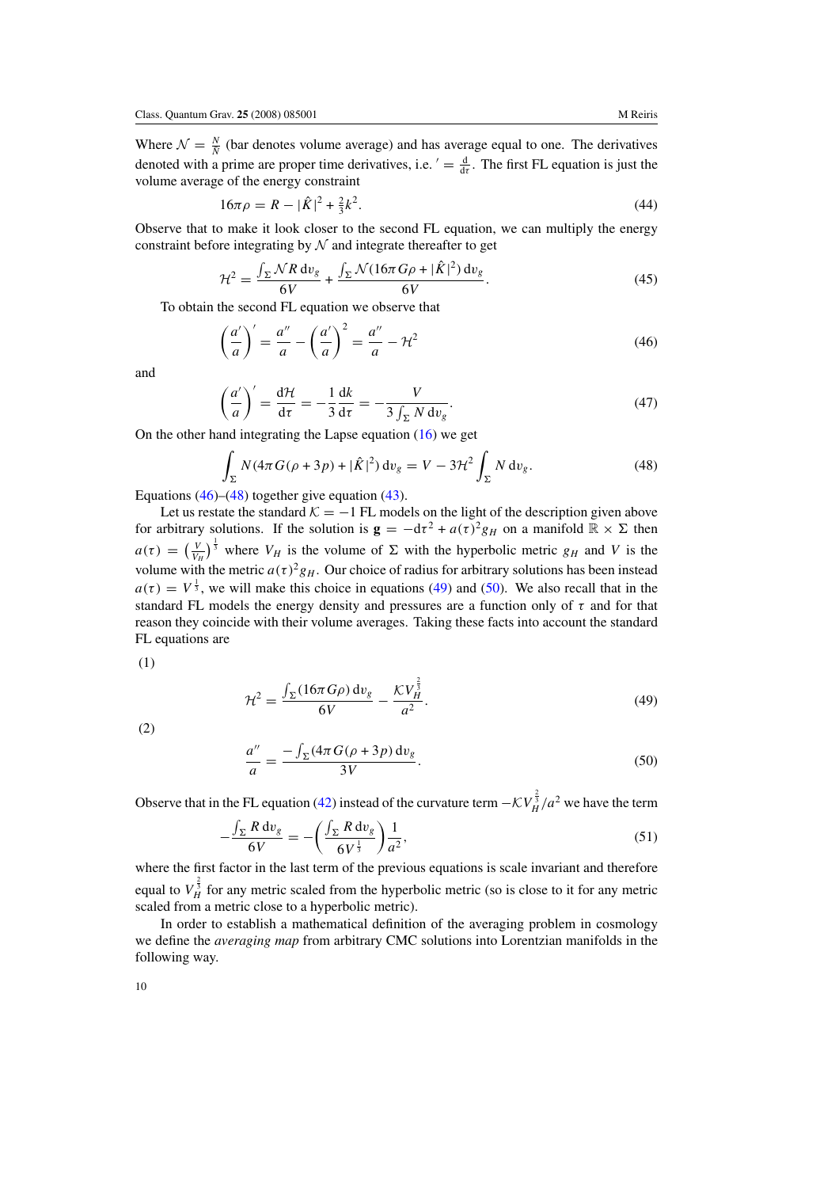Where $\mathcal{N} = \frac{N}{\bar{N}}$ (bar denotes volume average) and has average equal to one. The derivatives denoted with a prime are proper time derivatives, i.e. $' = \frac{d}{d\tau}$. The first FL equation is just the volume average of the energy constraint

$$16\pi\rho = R - |\hat{K}|^2 + \tfrac{2}{3}k^2. \tag{44}$$

Observe that to make it look closer to the second FL equation, we can multiply the energy constraint before integrating by $\mathcal{N}$ and integrate thereafter to get

$$\mathcal{H}^2 = \frac{\int_\Sigma \mathcal{N} R \, dv_g}{6V} + \frac{\int_\Sigma \mathcal{N}(16\pi G\rho + |\hat{K}|^2) \, dv_g}{6V}. \tag{45}$$

To obtain the second FL equation we observe that

$$\left(\frac{a'}{a}\right)' = \frac{a''}{a} - \left(\frac{a'}{a}\right)^2 = \frac{a''}{a} - \mathcal{H}^2 \tag{46}$$

and

$$\left(\frac{a'}{a}\right)' = \frac{d\mathcal{H}}{d\tau} = -\frac{1}{3}\frac{dk}{d\tau} = -\frac{V}{3\int_\Sigma N \, dv_g}. \tag{47}$$

On the other hand integrating the Lapse equation (16) we get

$$\int_\Sigma N(4\pi G(\rho + 3p) + |\hat{K}|^2) \, dv_g = V - 3\mathcal{H}^2 \int_\Sigma N \, dv_g. \tag{48}$$

Equations (46)–(48) together give equation (43).

Let us restate the standard $\mathcal{K} = -1$ FL models on the light of the description given above for arbitrary solutions. If the solution is $\mathbf{g} = -d\tau^2 + a(\tau)^2 g_H$ on a manifold $\mathbb{R} \times \Sigma$ then $a(\tau) = \left(\frac{V}{V_H}\right)^{\frac{1}{3}}$ where $V_H$ is the volume of $\Sigma$ with the hyperbolic metric $g_H$ and $V$ is the volume with the metric $a(\tau)^2 g_H$. Our choice of radius for arbitrary solutions has been instead $a(\tau) = V^{\frac{1}{3}}$, we will make this choice in equations (49) and (50). We also recall that in the standard FL models the energy density and pressures are a function only of $\tau$ and for that reason they coincide with their volume averages. Taking these facts into account the standard FL equations are

(1)

$$\mathcal{H}^2 = \frac{\int_\Sigma (16\pi G\rho) \, dv_g}{6V} - \frac{\mathcal{K} V_H^{\frac{2}{3}}}{a^2}. \tag{49}$$

(2)

$$\frac{a''}{a} = \frac{-\int_\Sigma (4\pi G(\rho + 3p) \, dv_g}{3V}. \tag{50}$$

Observe that in the FL equation (42) instead of the curvature term $-\mathcal{K} V_H^{\frac{2}{3}}/a^2$ we have the term

$$-\frac{\int_\Sigma R \, dv_g}{6V} = -\left(\frac{\int_\Sigma R \, dv_g}{6V^{\frac{1}{3}}}\right)\frac{1}{a^2}, \tag{51}$$

where the first factor in the last term of the previous equations is scale invariant and therefore equal to $V_H^{\frac{2}{3}}$ for any metric scaled from the hyperbolic metric (so is close to it for any metric scaled from a metric close to a hyperbolic metric).

In order to establish a mathematical definition of the averaging problem in cosmology we define the *averaging map* from arbitrary CMC solutions into Lorentzian manifolds in the following way.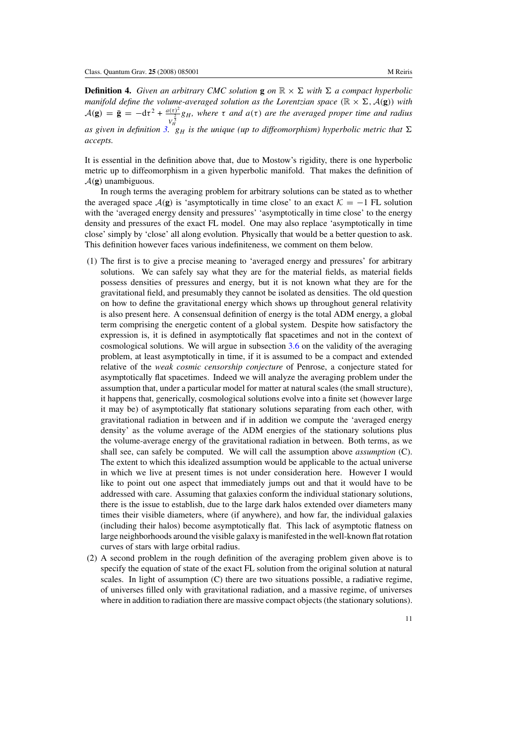**Definition 4.** *Given an arbitrary CMC solution* $\mathbf{g}$ *on* $\mathbb{R} \times \Sigma$ *with* $\Sigma$ *a compact hyperbolic manifold define the volume-averaged solution as the Lorentzian space* $(\mathbb{R} \times \Sigma, \mathcal{A}(\mathbf{g}))$ *with* $\mathcal{A}(\mathbf{g}) = \bar{\mathbf{g}} = -\mathrm{d}\tau^2 + \frac{a(\tau)^2}{V_H^{\frac{2}{3}}} g_H$*, where* $\tau$ *and* $a(\tau)$ *are the averaged proper time and radius as given in definition 3.* $g_H$ *is the unique (up to diffeomorphism) hyperbolic metric that* $\Sigma$ *accepts.*

It is essential in the definition above that, due to Mostow's rigidity, there is one hyperbolic metric up to diffeomorphism in a given hyperbolic manifold. That makes the definition of $\mathcal{A}(\mathbf{g})$ unambiguous.

In rough terms the averaging problem for arbitrary solutions can be stated as to whether the averaged space $\mathcal{A}(\mathbf{g})$ is 'asymptotically in time close' to an exact $\mathcal{K} = -1$ FL solution with the 'averaged energy density and pressures' 'asymptotically in time close' to the energy density and pressures of the exact FL model. One may also replace 'asymptotically in time close' simply by 'close' all along evolution. Physically that would be a better question to ask. This definition however faces various indefiniteness, we comment on them below.

(1) The first is to give a precise meaning to 'averaged energy and pressures' for arbitrary solutions. We can safely say what they are for the material fields, as material fields possess densities of pressures and energy, but it is not known what they are for the gravitational field, and presumably they cannot be isolated as densities. The old question on how to define the gravitational energy which shows up throughout general relativity is also present here. A consensual definition of energy is the total ADM energy, a global term comprising the energetic content of a global system. Despite how satisfactory the expression is, it is defined in asymptotically flat spacetimes and not in the context of cosmological solutions. We will argue in subsection 3.6 on the validity of the averaging problem, at least asymptotically in time, if it is assumed to be a compact and extended relative of the *weak cosmic censorship conjecture* of Penrose, a conjecture stated for asymptotically flat spacetimes. Indeed we will analyze the averaging problem under the assumption that, under a particular model for matter at natural scales (the small structure), it happens that, generically, cosmological solutions evolve into a finite set (however large it may be) of asymptotically flat stationary solutions separating from each other, with gravitational radiation in between and if in addition we compute the 'averaged energy density' as the volume average of the ADM energies of the stationary solutions plus the volume-average energy of the gravitational radiation in between. Both terms, as we shall see, can safely be computed. We will call the assumption above *assumption* (C). The extent to which this idealized assumption would be applicable to the actual universe in which we live at present times is not under consideration here. However I would like to point out one aspect that immediately jumps out and that it would have to be addressed with care. Assuming that galaxies conform the individual stationary solutions, there is the issue to establish, due to the large dark halos extended over diameters many times their visible diameters, where (if anywhere), and how far, the individual galaxies (including their halos) become asymptotically flat. This lack of asymptotic flatness on large neighborhoods around the visible galaxy is manifested in the well-known flat rotation curves of stars with large orbital radius.

(2) A second problem in the rough definition of the averaging problem given above is to specify the equation of state of the exact FL solution from the original solution at natural scales. In light of assumption (C) there are two situations possible, a radiative regime, of universes filled only with gravitational radiation, and a massive regime, of universes where in addition to radiation there are massive compact objects (the stationary solutions).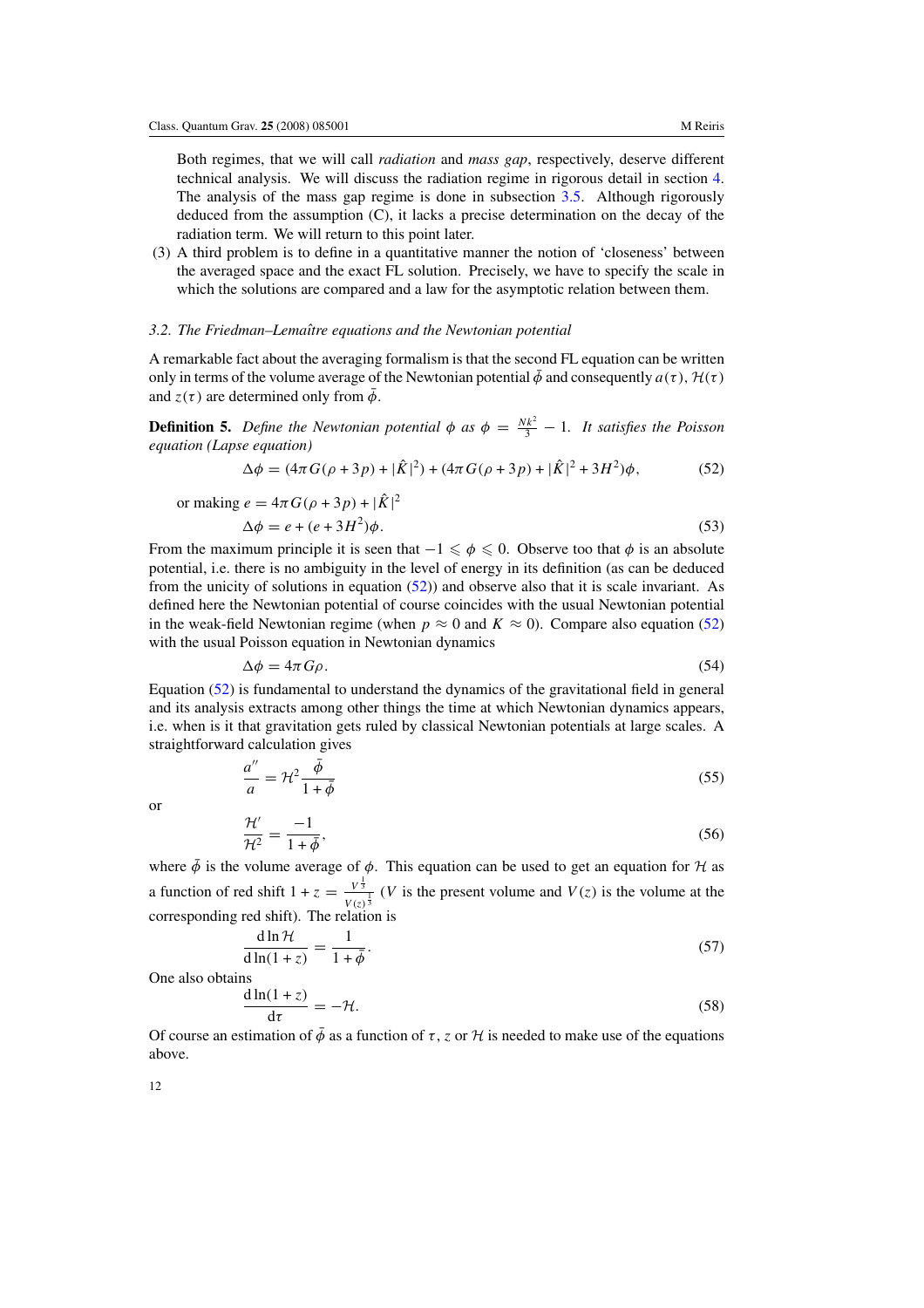Both regimes, that we will call *radiation* and *mass gap*, respectively, deserve different technical analysis. We will discuss the radiation regime in rigorous detail in section 4. The analysis of the mass gap regime is done in subsection 3.5. Although rigorously deduced from the assumption (C), it lacks a precise determination on the decay of the radiation term. We will return to this point later.

(3) A third problem is to define in a quantitative manner the notion of 'closeness' between the averaged space and the exact FL solution. Precisely, we have to specify the scale in which the solutions are compared and a law for the asymptotic relation between them.

### 3.2. The Friedman–Lemaître equations and the Newtonian potential

A remarkable fact about the averaging formalism is that the second FL equation can be written only in terms of the volume average of the Newtonian potential $\bar{\phi}$ and consequently $a(\tau)$, $\mathcal{H}(\tau)$ and $z(\tau)$ are determined only from $\bar{\phi}$.

**Definition 5.** *Define the Newtonian potential $\phi$ as $\phi = \frac{Nk^2}{3} - 1$. It satisfies the Poisson equation (Lapse equation)*

$$\Delta\phi = (4\pi G(\rho + 3p) + |\hat{K}|^2) + (4\pi G(\rho + 3p) + |\hat{K}|^2 + 3H^2)\phi, \tag{52}$$

or making $e = 4\pi G(\rho + 3p) + |\hat{K}|^2$

$$\Delta\phi = e + (e + 3H^2)\phi. \tag{53}$$

From the maximum principle it is seen that $-1 \leqslant \phi \leqslant 0$. Observe too that $\phi$ is an absolute potential, i.e. there is no ambiguity in the level of energy in its definition (as can be deduced from the unicity of solutions in equation (52)) and observe also that it is scale invariant. As defined here the Newtonian potential of course coincides with the usual Newtonian potential in the weak-field Newtonian regime (when $p \approx 0$ and $K \approx 0$). Compare also equation (52) with the usual Poisson equation in Newtonian dynamics

$$\Delta\phi = 4\pi G\rho. \tag{54}$$

Equation (52) is fundamental to understand the dynamics of the gravitational field in general and its analysis extracts among other things the time at which Newtonian dynamics appears, i.e. when is it that gravitation gets ruled by classical Newtonian potentials at large scales. A straightforward calculation gives

$$\frac{a''}{a} = \mathcal{H}^2 \frac{\bar{\phi}}{1 + \bar{\phi}} \tag{55}$$

or

$$\frac{\mathcal{H}'}{\mathcal{H}^2} = \frac{-1}{1 + \bar{\phi}}, \tag{56}$$

where $\bar{\phi}$ is the volume average of $\phi$. This equation can be used to get an equation for $\mathcal{H}$ as a function of red shift $1 + z = \frac{V^{\frac{1}{3}}}{V(z)^{\frac{1}{3}}}$ ($V$ is the present volume and $V(z)$ is the volume at the corresponding red shift). The relation is

$$\frac{\mathrm{d}\ln\mathcal{H}}{\mathrm{d}\ln(1 + z)} = \frac{1}{1 + \bar{\phi}}. \tag{57}$$

One also obtains

$$\frac{\mathrm{d}\ln(1 + z)}{\mathrm{d}\tau} = -\mathcal{H}. \tag{58}$$

Of course an estimation of $\bar{\phi}$ as a function of $\tau$, $z$ or $\mathcal{H}$ is needed to make use of the equations above.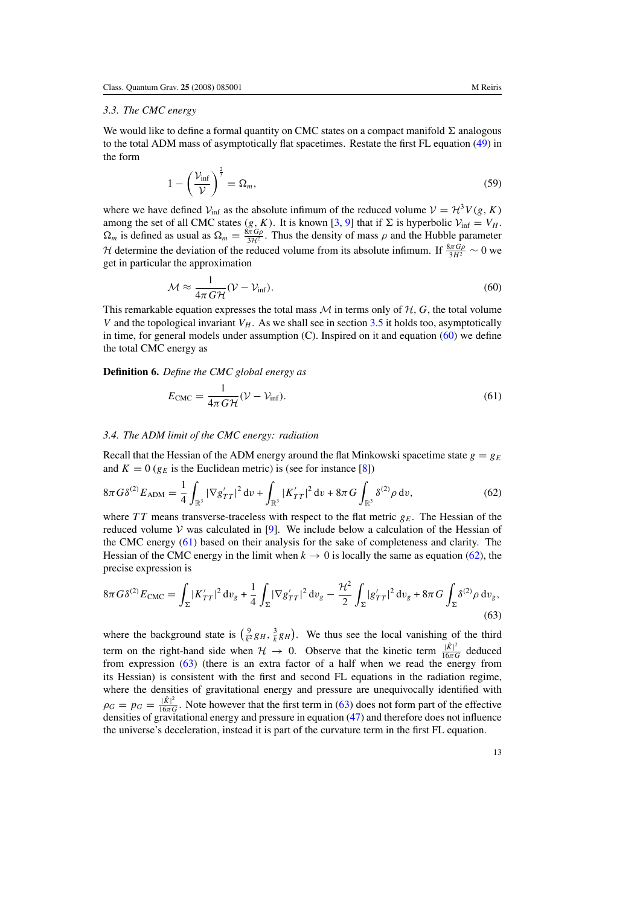### 3.3. The CMC energy

We would like to define a formal quantity on CMC states on a compact manifold $\Sigma$ analogous to the total ADM mass of asymptotically flat spacetimes. Restate the first FL equation (49) in the form

$$1 - \left(\frac{\mathcal{V}_{\inf}}{\mathcal{V}}\right)^{\frac{2}{3}} = \Omega_m, \tag{59}$$

where we have defined $\mathcal{V}_{\inf}$ as the absolute infimum of the reduced volume $\mathcal{V} = \mathcal{H}^3 V(g, K)$ among the set of all CMC states $(g, K)$. It is known [3, 9] that if $\Sigma$ is hyperbolic $\mathcal{V}_{\inf} = V_H$. $\Omega_m$ is defined as usual as $\Omega_m = \frac{8\pi G\rho}{3\mathcal{H}^2}$. Thus the density of mass $\rho$ and the Hubble parameter $\mathcal{H}$ determine the deviation of the reduced volume from its absolute infimum. If $\frac{8\pi G\rho}{3H^2} \sim 0$ we get in particular the approximation

$$\mathcal{M} \approx \frac{1}{4\pi G\mathcal{H}}(\mathcal{V} - \mathcal{V}_{\inf}). \tag{60}$$

This remarkable equation expresses the total mass $\mathcal{M}$ in terms only of $\mathcal{H}$, $G$, the total volume $V$ and the topological invariant $V_H$. As we shall see in section 3.5 it holds too, asymptotically in time, for general models under assumption (C). Inspired on it and equation (60) we define the total CMC energy as

**Definition 6.** *Define the CMC global energy as*

$$E_{\mathrm{CMC}} = \frac{1}{4\pi G\mathcal{H}}(\mathcal{V} - \mathcal{V}_{\inf}). \tag{61}$$

### 3.4. The ADM limit of the CMC energy: radiation

Recall that the Hessian of the ADM energy around the flat Minkowski spacetime state $g = g_E$ and $K = 0$ ($g_E$ is the Euclidean metric) is (see for instance [8])

$$8\pi G\delta^{(2)}E_{\mathrm{ADM}} = \frac{1}{4}\int_{\mathbb{R}^3} |\nabla g'_{TT}|^2 \, \mathrm{d}v + \int_{\mathbb{R}^3} |K'_{TT}|^2 \, \mathrm{d}v + 8\pi G\int_{\mathbb{R}^3} \delta^{(2)}\rho \, \mathrm{d}v, \tag{62}$$

where $TT$ means transverse-traceless with respect to the flat metric $g_E$. The Hessian of the reduced volume $\mathcal{V}$ was calculated in [9]. We include below a calculation of the Hessian of the CMC energy (61) based on their analysis for the sake of completeness and clarity. The Hessian of the CMC energy in the limit when $k \to 0$ is locally the same as equation (62), the precise expression is

$$8\pi G\delta^{(2)}E_{\mathrm{CMC}} = \int_{\Sigma} |K'_{TT}|^2 \, \mathrm{d}v_g + \frac{1}{4}\int_{\Sigma} |\nabla g'_{TT}|^2 \, \mathrm{d}v_g - \frac{\mathcal{H}^2}{2}\int_{\Sigma} |g'_{TT}|^2 \, \mathrm{d}v_g + 8\pi G\int_{\Sigma} \delta^{(2)}\rho \, \mathrm{d}v_g, \tag{63}$$

where the background state is $\left(\frac{9}{k^2}g_H, \frac{3}{k}g_H\right)$. We thus see the local vanishing of the third term on the right-hand side when $\mathcal{H} \to 0$. Observe that the kinetic term $\frac{|\hat{K}|^2}{16\pi G}$ deduced from expression (63) (there is an extra factor of a half when we read the energy from its Hessian) is consistent with the first and second FL equations in the radiation regime, where the densities of gravitational energy and pressure are unequivocally identified with $\rho_G = p_G = \frac{|\hat{K}|^2}{16\pi G}$. Note however that the first term in (63) does not form part of the effective densities of gravitational energy and pressure in equation (47) and therefore does not influence the universe's deceleration, instead it is part of the curvature term in the first FL equation.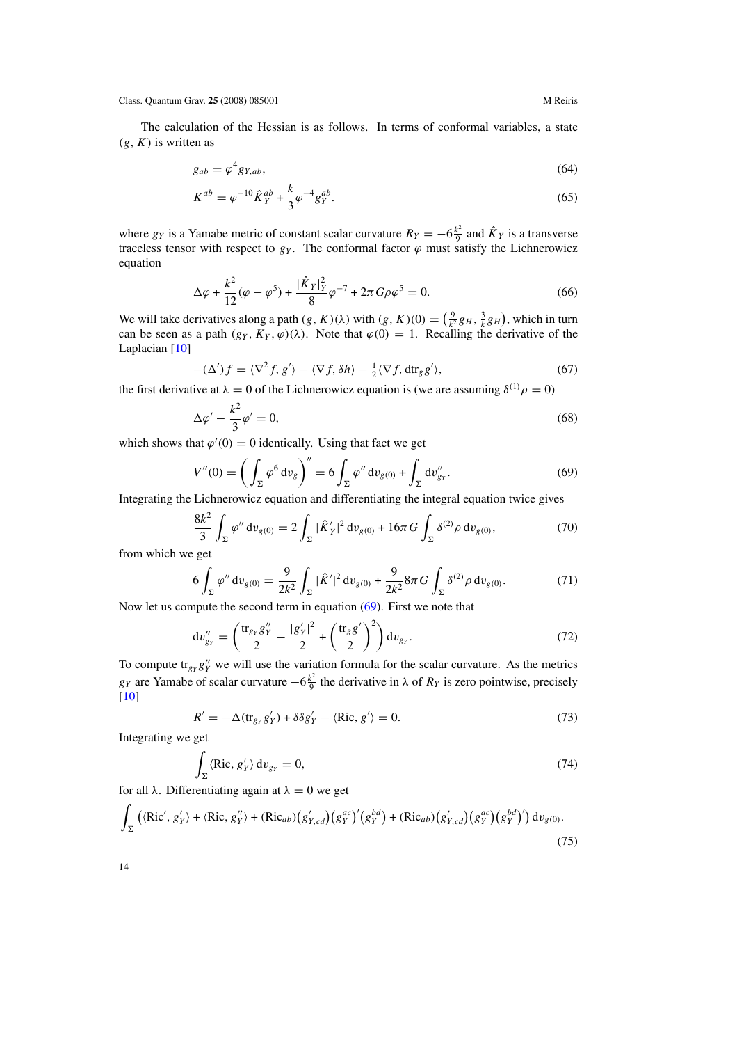The calculation of the Hessian is as follows. In terms of conformal variables, a state $(g, K)$ is written as

$$g_{ab} = \varphi^4 g_{Y,ab}, \tag{64}$$

$$K^{ab} = \varphi^{-10}\hat{K}_Y^{ab} + \frac{k}{3}\varphi^{-4} g_Y^{ab}. \tag{65}$$

where $g_Y$ is a Yamabe metric of constant scalar curvature $R_Y = -6\frac{k^2}{9}$ and $\hat{K}_Y$ is a transverse traceless tensor with respect to $g_Y$. The conformal factor $\varphi$ must satisfy the Lichnerowicz equation

$$\Delta\varphi + \frac{k^2}{12}(\varphi - \varphi^5) + \frac{|\hat{K}_Y|_Y^2}{8}\varphi^{-7} + 2\pi G\rho\varphi^5 = 0. \tag{66}$$

We will take derivatives along a path $(g, K)(\lambda)$ with $(g, K)(0) = \left(\frac{9}{k^2}g_H, \frac{3}{k}g_H\right)$, which in turn can be seen as a path $(g_Y, K_Y, \varphi)(\lambda)$. Note that $\varphi(0) = 1$. Recalling the derivative of the Laplacian [10]

$$-(\Delta')f = \langle\nabla^2 f, g'\rangle - \langle\nabla f, \delta h\rangle - \tfrac{1}{2}\langle\nabla f, \mathrm{d}\,\mathrm{tr}_g g'\rangle, \tag{67}$$

the first derivative at $\lambda = 0$ of the Lichnerowicz equation is (we are assuming $\delta^{(1)}\rho = 0$)

$$\Delta\varphi' - \frac{k^2}{3}\varphi' = 0, \tag{68}$$

which shows that $\varphi'(0) = 0$ identically. Using that fact we get

$$V''(0) = \left(\int_\Sigma \varphi^6\,\mathrm{d}v_g\right)'' = 6\int_\Sigma \varphi''\,\mathrm{d}v_{g(0)} + \int_\Sigma \mathrm{d}v''_{g_Y}. \tag{69}$$

Integrating the Lichnerowicz equation and differentiating the integral equation twice gives

$$\frac{8k^2}{3}\int_\Sigma \varphi''\,\mathrm{d}v_{g(0)} = 2\int_\Sigma |\hat{K}'_Y|^2\,\mathrm{d}v_{g(0)} + 16\pi G\int_\Sigma \delta^{(2)}\rho\,\mathrm{d}v_{g(0)}, \tag{70}$$

from which we get

$$6\int_\Sigma \varphi''\,\mathrm{d}v_{g(0)} = \frac{9}{2k^2}\int_\Sigma |\hat{K}'|^2\,\mathrm{d}v_{g(0)} + \frac{9}{2k^2}8\pi G\int_\Sigma \delta^{(2)}\rho\,\mathrm{d}v_{g(0)}. \tag{71}$$

Now let us compute the second term in equation (69). First we note that

$$\mathrm{d}v''_{g_Y} = \left(\frac{\mathrm{tr}_{g_Y} g''_Y}{2} - \frac{|g'_Y|^2}{2} + \left(\frac{\mathrm{tr}_g g'}{2}\right)^2\right)\mathrm{d}v_{g_Y}. \tag{72}$$

To compute $\mathrm{tr}_{g_Y} g''_Y$ we will use the variation formula for the scalar curvature. As the metrics $g_Y$ are Yamabe of scalar curvature $-6\frac{k^2}{9}$ the derivative in $\lambda$ of $R_Y$ is zero pointwise, precisely [10]

$$R' = -\Delta(\mathrm{tr}_{g_Y} g'_Y) + \delta\delta g'_Y - \langle \mathrm{Ric}, g'\rangle = 0. \tag{73}$$

Integrating we get

$$\int_\Sigma \langle \mathrm{Ric}, g'_Y\rangle\,\mathrm{d}v_{g_Y} = 0, \tag{74}$$

for all $\lambda$. Differentiating again at $\lambda = 0$ we get

$$\int_\Sigma \left(\langle \mathrm{Ric}', g'_Y\rangle + \langle \mathrm{Ric}, g''_Y\rangle + (\mathrm{Ric}_{ab})\left(g'_{Y,cd}\right)\left(g_Y^{ac}\right)'\left(g_Y^{bd}\right) + (\mathrm{Ric}_{ab})\left(g'_{Y,cd}\right)\left(g_Y^{ac}\right)\left(g_Y^{bd}\right)'\right)\mathrm{d}v_{g(0)}. \tag{75}$$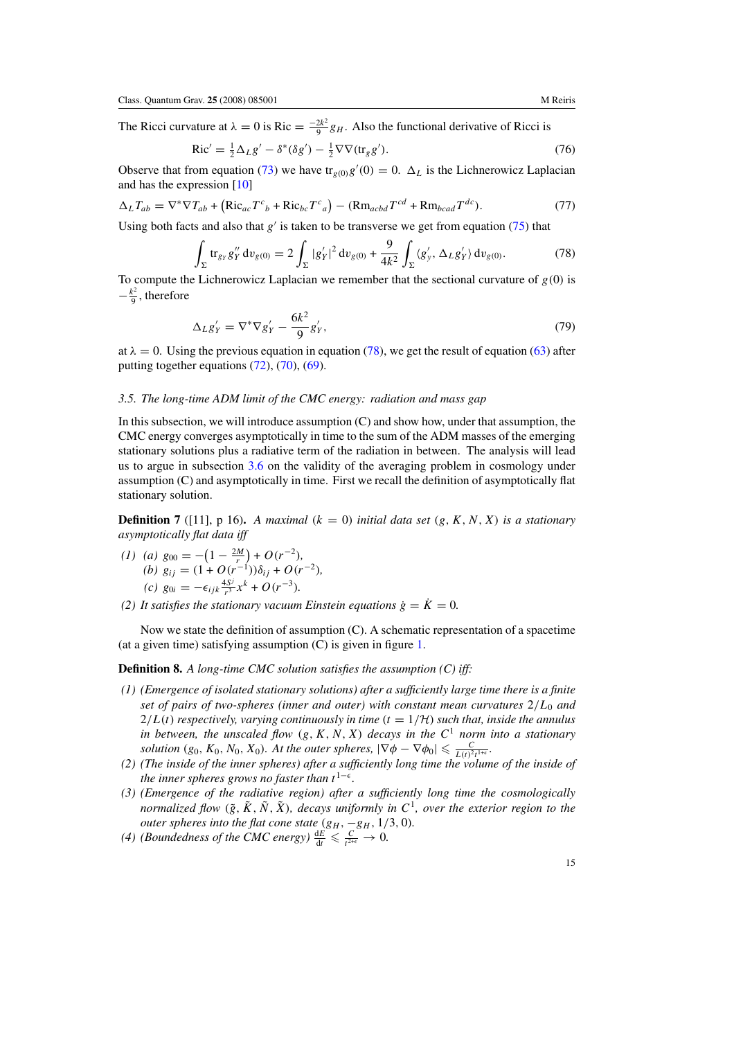The Ricci curvature at $\lambda = 0$ is $\text{Ric} = \frac{-2k^2}{9} g_H$. Also the functional derivative of Ricci is

$$\text{Ric}' = \tfrac{1}{2}\Delta_L g' - \delta^*(\delta g') - \tfrac{1}{2}\nabla\nabla(\text{tr}_g g'). \tag{76}$$

Observe that from equation (73) we have $\text{tr}_{g(0)} g'(0) = 0$. $\Delta_L$ is the Lichnerowicz Laplacian and has the expression [10]

$$\Delta_L T_{ab} = \nabla^*\nabla T_{ab} + \left(\text{Ric}_{ac} T^c{}_b + \text{Ric}_{bc} T^c{}_a\right) - \left(\text{Rm}_{acbd} T^{cd} + \text{Rm}_{bcad} T^{dc}\right). \tag{77}$$

Using both facts and also that $g'$ is taken to be transverse we get from equation (75) that

$$\int_\Sigma \text{tr}_{g_Y} g_Y'' \, dv_{g(0)} = 2 \int_\Sigma |g_Y'|^2 \, dv_{g(0)} + \frac{9}{4k^2} \int_\Sigma \langle g_y', \Delta_L g_Y' \rangle \, dv_{g(0)}. \tag{78}$$

To compute the Lichnerowicz Laplacian we remember that the sectional curvature of $g(0)$ is $-\frac{k^2}{9}$, therefore

$$\Delta_L g_Y' = \nabla^* \nabla g_Y' - \frac{6k^2}{9} g_Y', \tag{79}$$

at $\lambda = 0$. Using the previous equation in equation (78), we get the result of equation (63) after putting together equations (72), (70), (69).

### 3.5. The long-time ADM limit of the CMC energy: radiation and mass gap

In this subsection, we will introduce assumption (C) and show how, under that assumption, the CMC energy converges asymptotically in time to the sum of the ADM masses of the emerging stationary solutions plus a radiative term of the radiation in between. The analysis will lead us to argue in subsection 3.6 on the validity of the averaging problem in cosmology under assumption (C) and asymptotically in time. First we recall the definition of asymptotically flat stationary solution.

**Definition 7** ([11], p 16)**.** *A maximal* ($k = 0$) *initial data set* $(g, K, N, X)$ *is a stationary asymptotically flat data iff*

*(1)* *(a)* $g_{00} = -\left(1 - \frac{2M}{r}\right) + O(r^{-2})$,
 *(b)* $g_{ij} = (1 + O(r^{-1}))\delta_{ij} + O(r^{-2})$,
 *(c)* $g_{0i} = -\epsilon_{ijk} \frac{4S^i}{r^3} x^k + O(r^{-3})$.

*(2)* *It satisfies the stationary vacuum Einstein equations* $\dot{g} = \dot{K} = 0$.

Now we state the definition of assumption (C). A schematic representation of a spacetime (at a given time) satisfying assumption (C) is given in figure 1.

**Definition 8.** *A long-time CMC solution satisfies the assumption (C) iff:*

*(1)* *(Emergence of isolated stationary solutions) after a sufficiently large time there is a finite set of pairs of two-spheres (inner and outer) with constant mean curvatures* $2/L_0$ *and* $2/L(t)$ *respectively, varying continuously in time* ($t = 1/\mathcal{H}$) *such that, inside the annulus in between, the unscaled flow* $(g, K, N, X)$ *decays in the* $C^1$ *norm into a stationary solution* $(g_0, K_0, N_0, X_0)$*. At the outer spheres,* $|\nabla\phi - \nabla\phi_0| \leqslant \frac{C}{L(t)^2 t^{1+\epsilon}}$.

*(2)* *(The inside of the inner spheres) after a sufficiently long time the volume of the inside of the inner spheres grows no faster than* $t^{1-\epsilon}$.

*(3)* *(Emergence of the radiative region) after a sufficiently long time the cosmologically normalized flow* $(\tilde{g}, \tilde{K}, \tilde{N}, \tilde{X})$*, decays uniformly in* $C^1$*, over the exterior region to the outer spheres into the flat cone state* $(g_H, -g_H, 1/3, 0)$.

*(4)* *(Boundedness of the CMC energy)* $\frac{dE}{dt} \leqslant \frac{C}{t^{2+\epsilon}} \to 0$.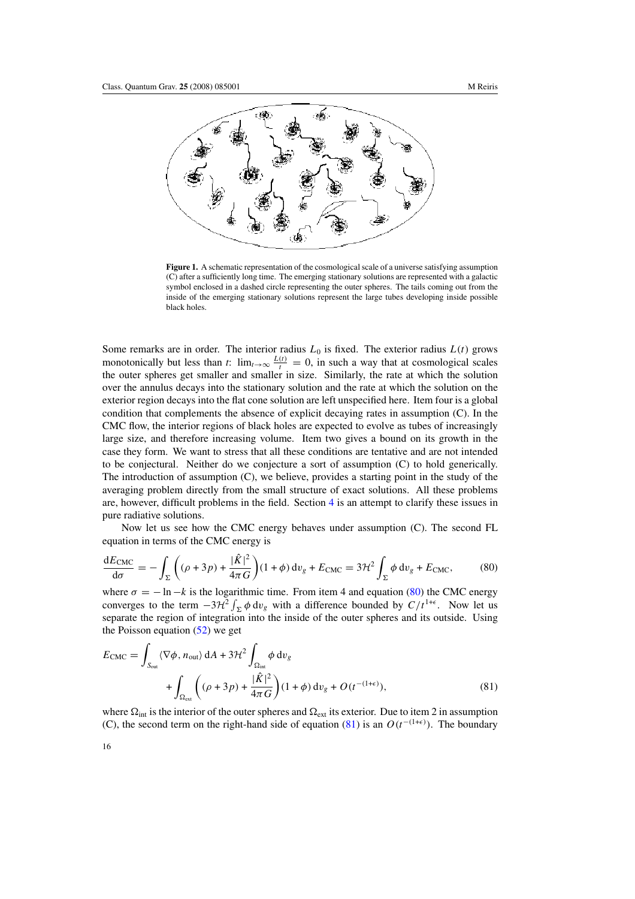**Figure 1.** A schematic representation of the cosmological scale of a universe satisfying assumption (C) after a sufficiently long time. The emerging stationary solutions are represented with a galactic symbol enclosed in a dashed circle representing the outer spheres. The tails coming out from the inside of the emerging stationary solutions represent the large tubes developing inside possible black holes.

Some remarks are in order. The interior radius $L_0$ is fixed. The exterior radius $L(t)$ grows monotonically but less than $t$: $\lim_{t\to\infty} \frac{L(t)}{t} = 0$, in such a way that at cosmological scales the outer spheres get smaller and smaller in size. Similarly, the rate at which the solution over the annulus decays into the stationary solution and the rate at which the solution on the exterior region decays into the flat cone solution are left unspecified here. Item four is a global condition that complements the absence of explicit decaying rates in assumption (C). In the CMC flow, the interior regions of black holes are expected to evolve as tubes of increasingly large size, and therefore increasing volume. Item two gives a bound on its growth in the case they form. We want to stress that all these conditions are tentative and are not intended to be conjectural. Neither do we conjecture a sort of assumption (C) to hold generically. The introduction of assumption (C), we believe, provides a starting point in the study of the averaging problem directly from the small structure of exact solutions. All these problems are, however, difficult problems in the field. Section 4 is an attempt to clarify these issues in pure radiative solutions.

Now let us see how the CMC energy behaves under assumption (C). The second FL equation in terms of the CMC energy is

$$\frac{dE_{\mathrm{CMC}}}{d\sigma} = -\int_{\Sigma}\left((\rho+3p)+\frac{|\hat{K}|^2}{4\pi G}\right)(1+\phi)\,dv_g + E_{\mathrm{CMC}} = 3\mathcal{H}^2\int_{\Sigma}\phi\,dv_g + E_{\mathrm{CMC}}, \tag{80}$$

where $\sigma = -\ln -k$ is the logarithmic time. From item 4 and equation (80) the CMC energy converges to the term $-3\mathcal{H}^2\int_{\Sigma}\phi\,dv_g$ with a difference bounded by $C/t^{1+\epsilon}$. Now let us separate the region of integration into the inside of the outer spheres and its outside. Using the Poisson equation (52) we get

$$E_{\mathrm{CMC}} = \int_{S_{\mathrm{out}}}\langle\nabla\phi, n_{\mathrm{out}}\rangle\,dA + 3\mathcal{H}^2\int_{\Omega_{\mathrm{int}}}\phi\,dv_g + \int_{\Omega_{\mathrm{ext}}}\left((\rho+3p)+\frac{|\hat{K}|^2}{4\pi G}\right)(1+\phi)\,dv_g + O(t^{-(1+\epsilon)}), \tag{81}$$

where $\Omega_{\mathrm{int}}$ is the interior of the outer spheres and $\Omega_{\mathrm{ext}}$ its exterior. Due to item 2 in assumption (C), the second term on the right-hand side of equation (81) is an $O(t^{-(1+\epsilon)})$. The boundary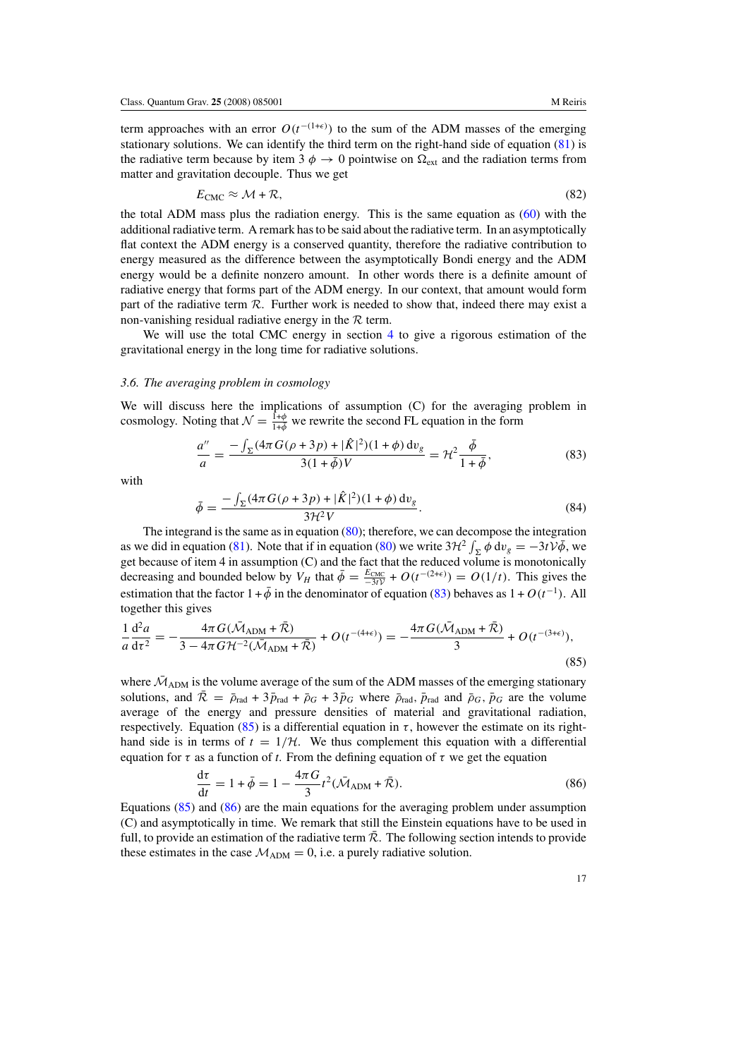term approaches with an error $O(t^{-(1+\epsilon)})$ to the sum of the ADM masses of the emerging stationary solutions. We can identify the third term on the right-hand side of equation (81) is the radiative term because by item 3 $\phi \to 0$ pointwise on $\Omega_{\text{ext}}$ and the radiation terms from matter and gravitation decouple. Thus we get

$$E_{\text{CMC}} \approx \mathcal{M} + \mathcal{R}, \tag{82}$$

the total ADM mass plus the radiation energy. This is the same equation as (60) with the additional radiative term. A remark has to be said about the radiative term. In an asymptotically flat context the ADM energy is a conserved quantity, therefore the radiative contribution to energy measured as the difference between the asymptotically Bondi energy and the ADM energy would be a definite nonzero amount. In other words there is a definite amount of radiative energy that forms part of the ADM energy. In our context, that amount would form part of the radiative term $\mathcal{R}$. Further work is needed to show that, indeed there may exist a non-vanishing residual radiative energy in the $\mathcal{R}$ term.

We will use the total CMC energy in section 4 to give a rigorous estimation of the gravitational energy in the long time for radiative solutions.

### 3.6. The averaging problem in cosmology

We will discuss here the implications of assumption (C) for the averaging problem in cosmology. Noting that $\mathcal{N} = \frac{1+\phi}{1+\bar{\phi}}$ we rewrite the second FL equation in the form

$$\frac{a''}{a} = \frac{-\int_\Sigma (4\pi G(\rho + 3p) + |\hat{K}|^2)(1+\phi)\,\mathrm{d}v_g}{3(1+\bar{\phi})V} = \mathcal{H}^2 \frac{\bar{\phi}}{1+\bar{\phi}}, \tag{83}$$

with

$$\bar{\phi} = \frac{-\int_\Sigma (4\pi G(\rho + 3p) + |\hat{K}|^2)(1+\phi)\,\mathrm{d}v_g}{3\mathcal{H}^2 V}. \tag{84}$$

The integrand is the same as in equation (80); therefore, we can decompose the integration as we did in equation (81). Note that if in equation (80) we write $3\mathcal{H}^2 \int_\Sigma \phi\,\mathrm{d}v_g = -3t\mathcal{V}\bar{\phi}$, we get because of item 4 in assumption (C) and the fact that the reduced volume is monotonically decreasing and bounded below by $V_H$ that $\bar{\phi} = \frac{E_{\text{CMC}}}{-3t\mathcal{V}} + O(t^{-(2+\epsilon)}) = O(1/t)$. This gives the estimation that the factor $1 + \bar{\phi}$ in the denominator of equation (83) behaves as $1 + O(t^{-1})$. All together this gives

$$\frac{1}{a}\frac{\mathrm{d}^2 a}{\mathrm{d}\tau^2} = -\frac{4\pi G(\bar{\mathcal{M}}_{\text{ADM}} + \bar{\mathcal{R}})}{3 - 4\pi G \mathcal{H}^{-2}(\bar{\mathcal{M}}_{\text{ADM}} + \bar{\mathcal{R}})} + O(t^{-(4+\epsilon)}) = -\frac{4\pi G(\bar{\mathcal{M}}_{\text{ADM}} + \bar{\mathcal{R}})}{3} + O(t^{-(3+\epsilon)}), \tag{85}$$

where $\bar{\mathcal{M}}_{\text{ADM}}$ is the volume average of the sum of the ADM masses of the emerging stationary solutions, and $\bar{\mathcal{R}} = \bar{\rho}_{\text{rad}} + 3\bar{p}_{\text{rad}} + \bar{\rho}_G + 3\bar{p}_G$ where $\bar{\rho}_{\text{rad}}, \bar{p}_{\text{rad}}$ and $\bar{\rho}_G, \bar{p}_G$ are the volume average of the energy and pressure densities of material and gravitational radiation, respectively. Equation (85) is a differential equation in $\tau$, however the estimate on its right-hand side is in terms of $t = 1/\mathcal{H}$. We thus complement this equation with a differential equation for $\tau$ as a function of $t$. From the defining equation of $\tau$ we get the equation

$$\frac{\mathrm{d}\tau}{\mathrm{d}t} = 1 + \bar{\phi} = 1 - \frac{4\pi G}{3} t^2 (\bar{\mathcal{M}}_{\text{ADM}} + \bar{\mathcal{R}}). \tag{86}$$

Equations (85) and (86) are the main equations for the averaging problem under assumption (C) and asymptotically in time. We remark that still the Einstein equations have to be used in full, to provide an estimation of the radiative term $\bar{\mathcal{R}}$. The following section intends to provide these estimates in the case $\mathcal{M}_{\text{ADM}} = 0$, i.e. a purely radiative solution.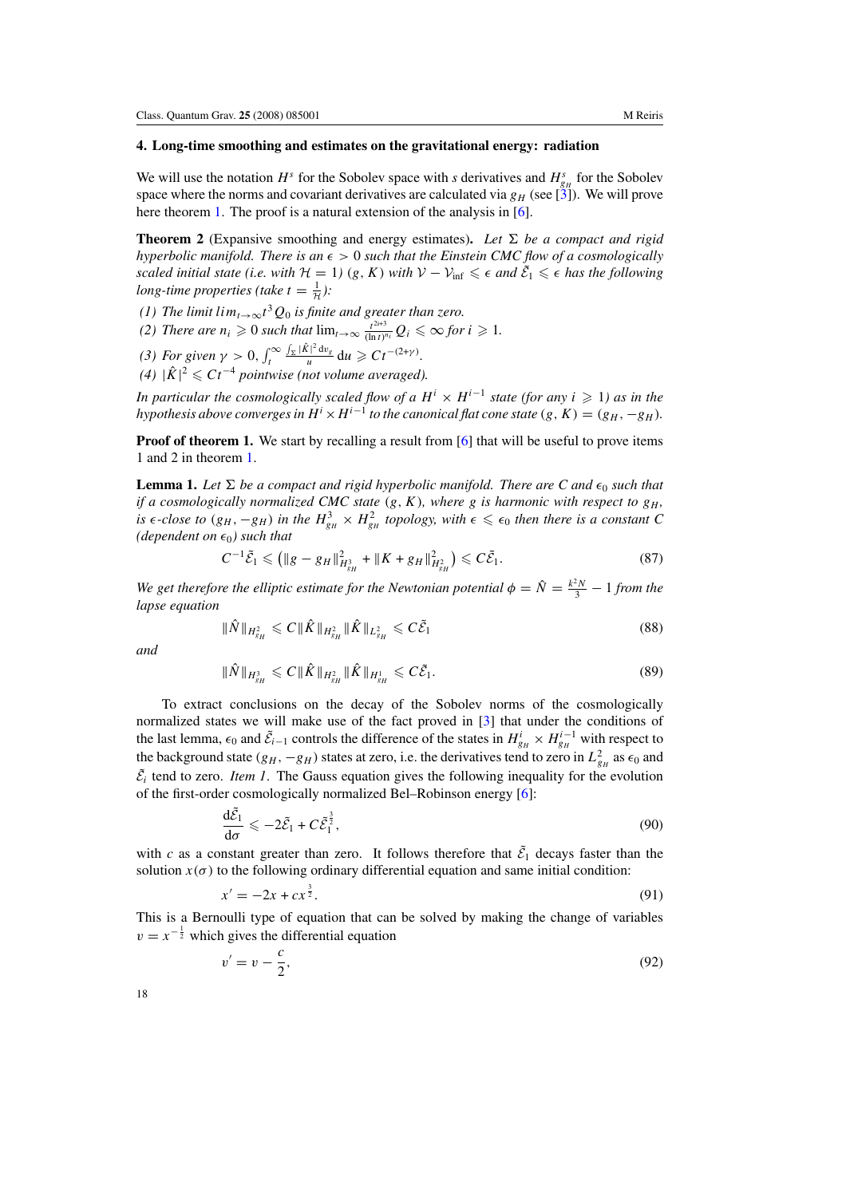## 4. Long-time smoothing and estimates on the gravitational energy: radiation

We will use the notation $H^s$ for the Sobolev space with $s$ derivatives and $H^s_{g_H}$ for the Sobolev space where the norms and covariant derivatives are calculated via $g_H$ (see [3]). We will prove here theorem 1. The proof is a natural extension of the analysis in [6].

**Theorem 2** (Expansive smoothing and energy estimates)**.** *Let $\Sigma$ be a compact and rigid hyperbolic manifold. There is an $\epsilon > 0$ such that the Einstein CMC flow of a cosmologically scaled initial state (i.e. with $\mathcal{H} = 1$) $(g, K)$ with $\mathcal{V} - \mathcal{V}_{\inf} \leqslant \epsilon$ and $\tilde{\mathcal{E}}_1 \leqslant \epsilon$ has the following long-time properties (take $t = \frac{1}{\mathcal{H}}$):*

*(1) The limit $lim_{t\to\infty} t^3 Q_0$ is finite and greater than zero.*
*(2) There are $n_i \geqslant 0$ such that $\lim_{t\to\infty} \frac{t^{2i+3}}{(\ln t)^{n_i}} Q_i \leqslant \infty$ for $i \geqslant 1$.*
*(3) For given $\gamma > 0$, $\int_t^\infty \frac{\int_\Sigma |\hat{K}|^2 \, dv_g}{u} \, du \geqslant C t^{-(2+\gamma)}$.*
*(4) $|\hat{K}|^2 \leqslant C t^{-4}$ pointwise (not volume averaged).*

*In particular the cosmologically scaled flow of a $H^i \times H^{i-1}$ state (for any $i \geqslant 1$) as in the hypothesis above converges in $H^i \times H^{i-1}$ to the canonical flat cone state $(g, K) = (g_H, -g_H)$.*

**Proof of theorem 1.** We start by recalling a result from [6] that will be useful to prove items 1 and 2 in theorem 1.

**Lemma 1.** *Let $\Sigma$ be a compact and rigid hyperbolic manifold. There are $C$ and $\epsilon_0$ such that if a cosmologically normalized CMC state $(g, K)$, where $g$ is harmonic with respect to $g_H$, is $\epsilon$-close to $(g_H, -g_H)$ in the $H^3_{g_H} \times H^2_{g_H}$ topology, with $\epsilon \leqslant \epsilon_0$ then there is a constant $C$ (dependent on $\epsilon_0$) such that*

$$C^{-1}\tilde{\mathcal{E}}_1 \leqslant \left( \|g - g_H\|^2_{H^3_{g_H}} + \|K + g_H\|^2_{H^2_{g_H}} \right) \leqslant C\tilde{\mathcal{E}}_1. \tag{87}$$

*We get therefore the elliptic estimate for the Newtonian potential $\phi = \hat{N} = \frac{k^2 N}{3} - 1$ from the lapse equation*

$$\|\hat{N}\|_{H^2_{g_H}} \leqslant C\|\hat{K}\|_{H^2_{g_H}} \|\hat{K}\|_{L^2_{g_H}} \leqslant C\tilde{\mathcal{E}}_1 \tag{88}$$

*and*

$$\|\hat{N}\|_{H^3_{g_H}} \leqslant C\|\hat{K}\|_{H^2_{g_H}} \|\hat{K}\|_{H^1_{g_H}} \leqslant C\tilde{\mathcal{E}}_1. \tag{89}$$

To extract conclusions on the decay of the Sobolev norms of the cosmologically normalized states we will make use of the fact proved in [3] that under the conditions of the last lemma, $\epsilon_0$ and $\tilde{\mathcal{E}}_{i-1}$ controls the difference of the states in $H^i_{g_H} \times H^{i-1}_{g_H}$ with respect to the background state $(g_H, -g_H)$ states at zero, i.e. the derivatives tend to zero in $L^2_{g_H}$ as $\epsilon_0$ and $\tilde{\mathcal{E}}_i$ tend to zero. *Item 1.* The Gauss equation gives the following inequality for the evolution of the first-order cosmologically normalized Bel–Robinson energy [6]:

$$\frac{d\tilde{\mathcal{E}}_1}{d\sigma} \leqslant -2\tilde{\mathcal{E}}_1 + C\tilde{\mathcal{E}}_1^{\frac{3}{2}}, \tag{90}$$

with $c$ as a constant greater than zero. It follows therefore that $\tilde{\mathcal{E}}_1$ decays faster than the solution $x(\sigma)$ to the following ordinary differential equation and same initial condition:

$$x' = -2x + cx^{\frac{3}{2}}. \tag{91}$$

This is a Bernoulli type of equation that can be solved by making the change of variables $v = x^{-\frac{1}{2}}$ which gives the differential equation

$$v' = v - \frac{c}{2}, \tag{92}$$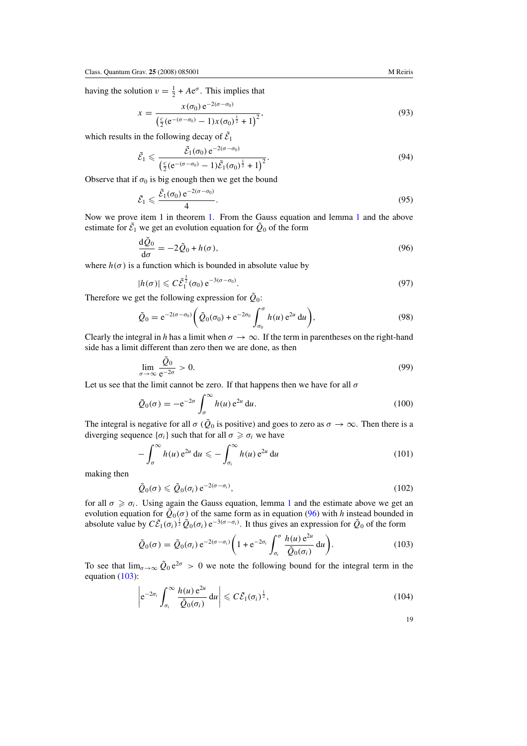having the solution $v = \frac{1}{2} + Ae^{\sigma}$. This implies that

$$x = \frac{x(\sigma_0)\,e^{-2(\sigma-\sigma_0)}}{\left(\frac{c}{2}(e^{-(\sigma-\sigma_0)} - 1)x(\sigma_0)^{\frac{1}{2}} + 1\right)^2}, \tag{93}$$

which results in the following decay of $\tilde{\mathcal{E}}_1$

$$\tilde{\mathcal{E}}_1 \leqslant \frac{\tilde{\mathcal{E}}_1(\sigma_0)\,e^{-2(\sigma-\sigma_0)}}{\left(\frac{c}{2}(e^{-(\sigma-\sigma_0)} - 1)\tilde{\mathcal{E}}_1(\sigma_0)^{\frac{1}{2}} + 1\right)^2}. \tag{94}$$

Observe that if $\sigma_0$ is big enough then we get the bound

$$\tilde{\mathcal{E}}_1 \leqslant \frac{\tilde{\mathcal{E}}_1(\sigma_0)\,e^{-2(\sigma-\sigma_0)}}{4}. \tag{95}$$

Now we prove item 1 in theorem 1. From the Gauss equation and lemma 1 and the above estimate for $\tilde{\mathcal{E}}_1$ we get an evolution equation for $\tilde{Q}_0$ of the form

$$\frac{d\tilde{Q}_0}{d\sigma} = -2\tilde{Q}_0 + h(\sigma), \tag{96}$$

where $h(\sigma)$ is a function which is bounded in absolute value by

$$|h(\sigma)| \leqslant C\tilde{\mathcal{E}}_1^{\frac{3}{2}}(\sigma_0)\,e^{-3(\sigma-\sigma_0)}. \tag{97}$$

Therefore we get the following expression for $\tilde{Q}_0$:

$$\tilde{Q}_0 = e^{-2(\sigma-\sigma_0)}\left(\tilde{Q}_0(\sigma_0) + e^{-2\sigma_0}\int_{\sigma_0}^{\sigma} h(u)\,e^{2u}\,du\right), \tag{98}$$

Clearly the integral in $h$ has a limit when $\sigma \to \infty$. If the term in parentheses on the right-hand side has a limit different than zero then we are done, as then

$$\lim_{\sigma\to\infty} \frac{\tilde{Q}_0}{e^{-2\sigma}} > 0. \tag{99}$$

Let us see that the limit cannot be zero. If that happens then we have for all $\sigma$

$$\tilde{Q}_0(\sigma) = -e^{-2\sigma}\int_{\sigma}^{\infty} h(u)\,e^{2u}\,du. \tag{100}$$

The integral is negative for all $\sigma$ ($\tilde{Q}_0$ is positive) and goes to zero as $\sigma \to \infty$. Then there is a diverging sequence $\{\sigma_i\}$ such that for all $\sigma \geqslant \sigma_i$ we have

$$-\int_{\sigma}^{\infty} h(u)\,e^{2u}\,du \leqslant -\int_{\sigma_i}^{\infty} h(u)\,e^{2u}\,du \tag{101}$$

making then

$$\tilde{Q}_0(\sigma) \leqslant \tilde{Q}_0(\sigma_i)\,e^{-2(\sigma-\sigma_i)}, \tag{102}$$

for all $\sigma \geqslant \sigma_i$. Using again the Gauss equation, lemma 1 and the estimate above we get an evolution equation for $\tilde{Q}_0(\sigma)$ of the same form as in equation (96) with $h$ instead bounded in absolute value by $C\tilde{\mathcal{E}}_1(\sigma_i)^{\frac{1}{2}}\tilde{Q}_0(\sigma_i)\,e^{-3(\sigma-\sigma_i)}$. It thus gives an expression for $\tilde{Q}_0$ of the form

$$\tilde{Q}_0(\sigma) = \tilde{Q}_0(\sigma_i)\,e^{-2(\sigma-\sigma_i)}\left(1 + e^{-2\sigma_i}\int_{\sigma_i}^{\sigma} \frac{h(u)\,e^{2u}}{\tilde{Q}_0(\sigma_i)}\,du\right). \tag{103}$$

To see that $\lim_{\sigma\to\infty} \tilde{Q}_0\,e^{2\sigma} > 0$ we note the following bound for the integral term in the equation (103):

$$\left|e^{-2\sigma_i}\int_{\sigma_i}^{\infty} \frac{h(u)\,e^{2u}}{\tilde{Q}_0(\sigma_i)}\,du\right| \leqslant C\tilde{\mathcal{E}}_1(\sigma_i)^{\frac{1}{2}}, \tag{104}$$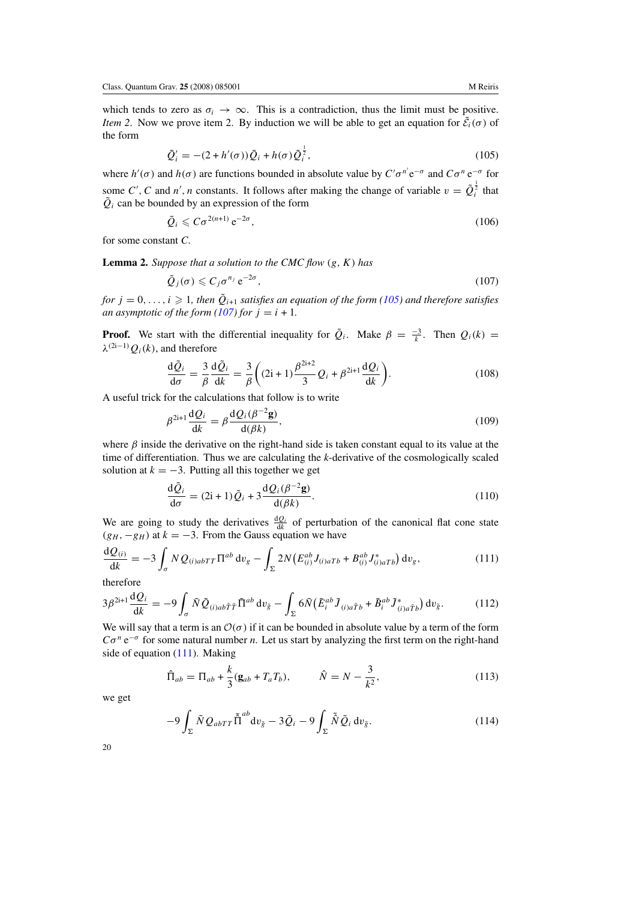which tends to zero as $\sigma_i \to \infty$. This is a contradiction, thus the limit must be positive. *Item 2.* Now we prove item 2. By induction we will be able to get an equation for $\tilde{\mathcal{E}}_i(\sigma)$ of the form

$$\tilde{Q}_i' = -(2 + h'(\sigma))\tilde{Q}_i + h(\sigma)\tilde{Q}_i^{\frac{1}{2}}, \tag{105}$$

where $h'(\sigma)$ and $h(\sigma)$ are functions bounded in absolute value by $C'\sigma^{n'} e^{-\sigma}$ and $C\sigma^n e^{-\sigma}$ for some $C'$, $C$ and $n'$, $n$ constants. It follows after making the change of variable $v = \tilde{Q}_i^{\frac{1}{2}}$ that $\tilde{Q}_i$ can be bounded by an expression of the form

$$\tilde{Q}_i \leqslant C\sigma^{2(n+1)} e^{-2\sigma}, \tag{106}$$

for some constant $C$.

**Lemma 2.** *Suppose that a solution to the CMC flow* $(g, K)$ *has*

$$\tilde{Q}_j(\sigma) \leqslant C_j\sigma^{n_j} e^{-2\sigma}, \tag{107}$$

*for* $j = 0, \ldots, i \geqslant 1$, *then* $\tilde{Q}_{i+1}$ *satisfies an equation of the form (105) and therefore satisfies an asymptotic of the form (107) for* $j = i + 1$.

**Proof.** We start with the differential inequality for $\tilde{Q}_i$. Make $\beta = \frac{-3}{k}$. Then $Q_i(k) = \lambda^{(2i-1)}Q_i(k)$, and therefore

$$\frac{d\tilde{Q}_i}{d\sigma} = \frac{3}{\beta}\frac{d\tilde{Q}_i}{dk} = \frac{3}{\beta}\left((2i+1)\frac{\beta^{2i+2}}{3}Q_i + \beta^{2i+1}\frac{dQ_i}{dk}\right). \tag{108}$$

A useful trick for the calculations that follow is to write

$$\beta^{2i+1}\frac{dQ_i}{dk} = \beta\frac{dQ_i(\beta^{-2}\mathbf{g})}{d(\beta k)}, \tag{109}$$

where $\beta$ inside the derivative on the right-hand side is taken constant equal to its value at the time of differentiation. Thus we are calculating the $k$-derivative of the cosmologically scaled solution at $k = -3$. Putting all this together we get

$$\frac{d\tilde{Q}_i}{d\sigma} = (2i+1)\tilde{Q}_i + 3\frac{dQ_i(\beta^{-2}\mathbf{g})}{d(\beta k)}. \tag{110}$$

We are going to study the derivatives $\frac{dQ_i}{dk}$ of perturbation of the canonical flat cone state $(g_H, -g_H)$ at $k = -3$. From the Gauss equation we have

$$\frac{dQ_{(i)}}{dk} = -3\int_\sigma NQ_{(i)abTT}\Pi^{ab}\, dv_g - \int_\Sigma 2N\left(E_{(i)}^{ab}J_{(i)aTb} + B_{(i)}^{ab}J_{(i)aTb}^*\right) dv_g, \tag{111}$$

therefore

$$3\beta^{2i+1}\frac{dQ_i}{dk} = -9\int_\sigma \tilde{N}\tilde{Q}_{(i)ab\tilde{T}\tilde{T}}\tilde{\Pi}^{ab}\, dv_{\tilde{g}} - \int_\Sigma 6\tilde{N}\left(\tilde{E}_i^{ab}\tilde{J}_{(i)a\tilde{T}b} + \tilde{B}_i^{ab}\tilde{J}_{(i)a\tilde{T}b}^*\right) dv_{\tilde{g}}. \tag{112}$$

We will say that a term is an $\mathcal{O}(\sigma)$ if it can be bounded in absolute value by a term of the form $C\sigma^n e^{-\sigma}$ for some natural number $n$. Let us start by analyzing the first term on the right-hand side of equation (111). Making

$$\hat{\Pi}_{ab} = \Pi_{ab} + \frac{k}{3}(\mathbf{g}_{ab} + T_aT_b), \qquad \hat{N} = N - \frac{3}{k^2}, \tag{113}$$

we get

$$-9\int_\Sigma \tilde{N}Q_{abTT}\tilde{\hat{\Pi}}^{ab} dv_{\tilde{g}} - 3\tilde{Q}_i - 9\int_\Sigma \tilde{\hat{N}}\tilde{Q}_i\, dv_{\tilde{g}}. \tag{114}$$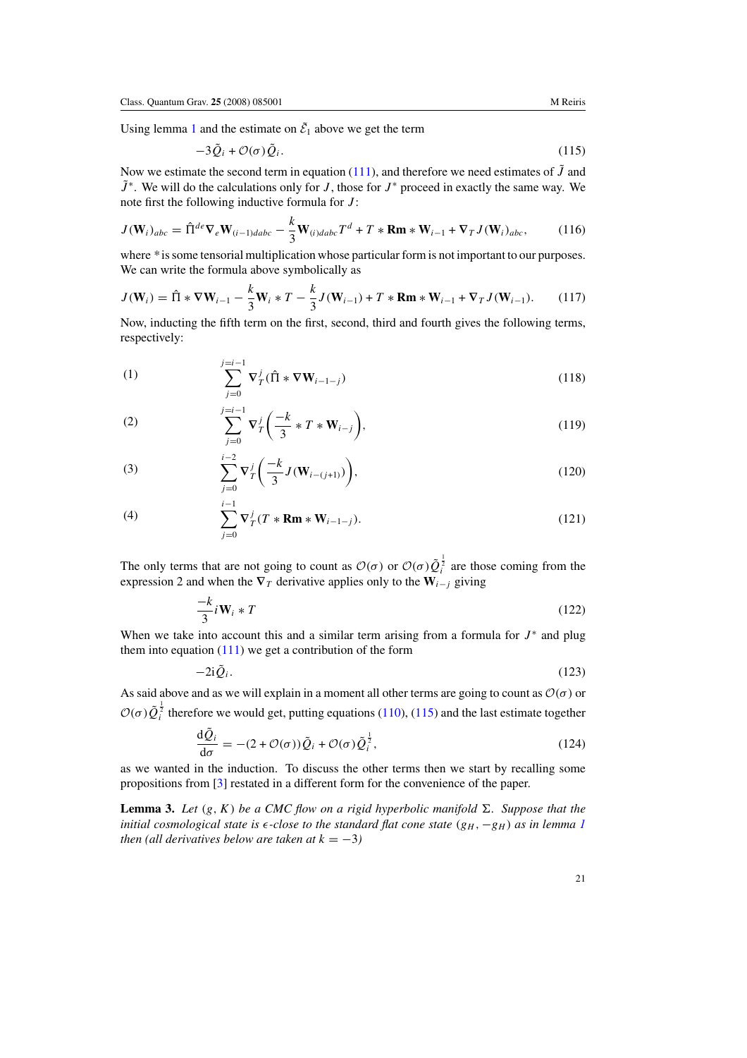Using lemma 1 and the estimate on $\tilde{\mathcal{E}}_1$ above we get the term

$$-3\tilde{Q}_i + \mathcal{O}(\sigma)\tilde{Q}_i. \tag{115}$$

Now we estimate the second term in equation (111), and therefore we need estimates of $\tilde{J}$ and $\tilde{J}^*$. We will do the calculations only for $J$, those for $J^*$ proceed in exactly the same way. We note first the following inductive formula for $J$:

$$J(\mathbf{W}_i)_{abc} = \hat{\Pi}^{de}\nabla_e \mathbf{W}_{(i-1)dabc} - \frac{k}{3}\mathbf{W}_{(i)dabc}T^d + T * \mathbf{Rm} * \mathbf{W}_{i-1} + \nabla_T J(\mathbf{W}_i)_{abc}, \tag{116}$$

where $*$ is some tensorial multiplication whose particular form is not important to our purposes. We can write the formula above symbolically as

$$J(\mathbf{W}_i) = \hat{\Pi} * \nabla\mathbf{W}_{i-1} - \frac{k}{3}\mathbf{W}_i * T - \frac{k}{3}J(\mathbf{W}_{i-1}) + T * \mathbf{Rm} * \mathbf{W}_{i-1} + \nabla_T J(\mathbf{W}_{i-1}). \tag{117}$$

Now, inducting the fifth term on the first, second, third and fourth gives the following terms, respectively:

$$(1) \qquad \sum_{j=0}^{j=i-1} \nabla_T^j(\hat{\Pi} * \nabla\mathbf{W}_{i-1-j}) \tag{118}$$

$$(2) \qquad \sum_{j=0}^{j=i-1} \nabla_T^j\left(\frac{-k}{3} * T * \mathbf{W}_{i-j}\right), \tag{119}$$

$$(3) \qquad \sum_{j=0}^{i-2} \nabla_T^j\left(\frac{-k}{3}J(\mathbf{W}_{i-(j+1)})\right), \tag{120}$$

$$(4) \qquad \sum_{j=0}^{i-1} \nabla_T^j(T * \mathbf{Rm} * \mathbf{W}_{i-1-j}). \tag{121}$$

The only terms that are not going to count as $\mathcal{O}(\sigma)$ or $\mathcal{O}(\sigma)\tilde{Q}_i^{\frac{1}{2}}$ are those coming from the expression 2 and when the $\nabla_T$ derivative applies only to the $\mathbf{W}_{i-j}$ giving

$$\frac{-k}{3}i\mathbf{W}_i * T \tag{122}$$

When we take into account this and a similar term arising from a formula for $J^*$ and plug them into equation (111) we get a contribution of the form

$$-2\mathrm{i}\tilde{Q}_i. \tag{123}$$

As said above and as we will explain in a moment all other terms are going to count as $\mathcal{O}(\sigma)$ or $\mathcal{O}(\sigma)\tilde{Q}_i^{\frac{1}{2}}$ therefore we would get, putting equations (110), (115) and the last estimate together

$$\frac{\mathrm{d}\tilde{Q}_i}{\mathrm{d}\sigma} = -(2 + \mathcal{O}(\sigma))\tilde{Q}_i + \mathcal{O}(\sigma)\tilde{Q}_i^{\frac{1}{2}}, \tag{124}$$

as we wanted in the induction. To discuss the other terms then we start by recalling some propositions from [3] restated in a different form for the convenience of the paper.

**Lemma 3.** *Let $(g, K)$ be a CMC flow on a rigid hyperbolic manifold $\Sigma$. Suppose that the initial cosmological state is $\epsilon$-close to the standard flat cone state $(g_H, -g_H)$ as in lemma 1 then (all derivatives below are taken at $k = -3$)*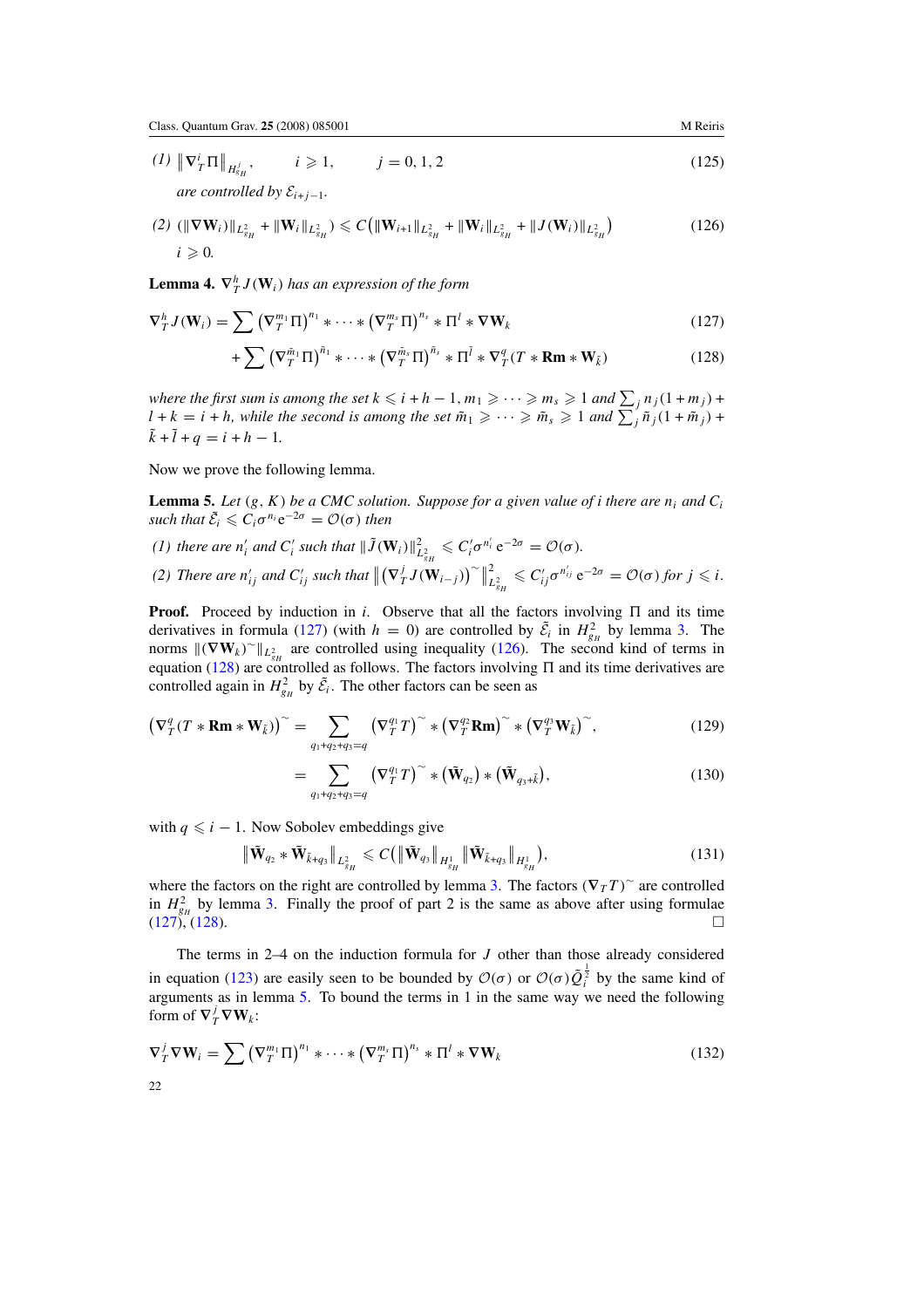*(1)* $\|\nabla_T^i \Pi\|_{H^j_{g_H}}$, $\quad i \geqslant 1, \quad j = 0, 1, 2$ (125)

*are controlled by* $\mathcal{E}_{i+j-1}$.

*(2)* $(\|\nabla \mathbf{W}_i)\|_{L^2_{g_H}} + \|\mathbf{W}_i\|_{L^2_{g_H}}) \leqslant C(\|\mathbf{W}_{i+1}\|_{L^2_{g_H}} + \|\mathbf{W}_i\|_{L^2_{g_H}} + \|J(\mathbf{W}_i)\|_{L^2_{g_H}})$ (126)

$i \geqslant 0$.

**Lemma 4.** $\nabla_T^h J(\mathbf{W}_i)$ *has an expression of the form*

$$\nabla_T^h J(\mathbf{W}_i) = \sum (\nabla_T^{m_1}\Pi)^{n_1} * \cdots * (\nabla_T^{m_s}\Pi)^{n_s} * \Pi^l * \nabla \mathbf{W}_k \tag{127}$$

$$+ \sum (\nabla_T^{\tilde{m}_1}\Pi)^{\tilde{n}_1} * \cdots * (\nabla_T^{\tilde{m}_s}\Pi)^{\tilde{n}_s} * \Pi^{\tilde{l}} * \nabla_T^q (T * \mathbf{Rm} * \mathbf{W}_{\tilde{k}}) \tag{128}$$

*where the first sum is among the set* $k \leqslant i + h - 1$, $m_1 \geqslant \cdots \geqslant m_s \geqslant 1$ *and* $\sum_j n_j(1 + m_j) + l + k = i + h$, *while the second is among the set* $\tilde{m}_1 \geqslant \cdots \geqslant \tilde{m}_s \geqslant 1$ *and* $\sum_j \tilde{n}_j(1 + \tilde{m}_j) + \tilde{k} + \tilde{l} + q = i + h - 1$.

Now we prove the following lemma.

**Lemma 5.** *Let* $(g, K)$ *be a CMC solution. Suppose for a given value of* $i$ *there are* $n_i$ *and* $C_i$ *such that* $\tilde{\mathcal{E}}_i \leqslant C_i \sigma^{n_i} e^{-2\sigma} = \mathcal{O}(\sigma)$ *then*

*(1) there are* $n'_i$ *and* $C'_i$ *such that* $\|\tilde{J}(\mathbf{W}_i)\|^2_{L^2_{g_H}} \leqslant C'_i \sigma^{n'_i} e^{-2\sigma} = \mathcal{O}(\sigma)$.

*(2) There are* $n'_{ij}$ *and* $C'_{ij}$ *such that* $\|(\nabla_T^j J(\mathbf{W}_{i-j}))^{\sim}\|^2_{L^2_{g_H}} \leqslant C'_{ij} \sigma^{n'_{ij}} e^{-2\sigma} = \mathcal{O}(\sigma)$ *for* $j \leqslant i$.

**Proof.** Proceed by induction in $i$. Observe that all the factors involving $\Pi$ and its time derivatives in formula (127) (with $h = 0$) are controlled by $\tilde{\mathcal{E}}_i$ in $H^2_{g_H}$ by lemma 3. The norms $\|(\nabla \mathbf{W}_k)^{\sim}\|_{L^2_{g_H}}$ are controlled using inequality (126). The second kind of terms in equation (128) are controlled as follows. The factors involving $\Pi$ and its time derivatives are controlled again in $H^2_{g_H}$ by $\tilde{\mathcal{E}}_i$. The other factors can be seen as

$$(\nabla_T^q (T * \mathbf{Rm} * \mathbf{W}_{\tilde{k}}))^{\sim} = \sum_{q_1+q_2+q_3=q} (\nabla_T^{q_1} T)^{\sim} * (\nabla_T^{q_2} \mathbf{Rm})^{\sim} * (\nabla_T^{q_3} \mathbf{W}_{\tilde{k}})^{\sim}, \tag{129}$$

$$= \sum_{q_1+q_2+q_3=q} (\nabla_T^{q_1} T)^{\sim} * (\tilde{\mathbf{W}}_{q_2}) * (\tilde{\mathbf{W}}_{q_3+\tilde{k}}), \tag{130}$$

with $q \leqslant i - 1$. Now Sobolev embeddings give

$$\|\tilde{\mathbf{W}}_{q_2} * \tilde{\mathbf{W}}_{\tilde{k}+q_3}\|_{L^2_{g_H}} \leqslant C(\|\tilde{\mathbf{W}}_{q_3}\|_{H^1_{g_H}} \|\tilde{\mathbf{W}}_{\tilde{k}+q_3}\|_{H^1_{g_H}}), \tag{131}$$

where the factors on the right are controlled by lemma 3. The factors $(\nabla_T T)^{\sim}$ are controlled in $H^2_{g_H}$ by lemma 3. Finally the proof of part 2 is the same as above after using formulae (127), (128). □

The terms in 2–4 on the induction formula for $J$ other than those already considered in equation (123) are easily seen to be bounded by $\mathcal{O}(\sigma)$ or $\mathcal{O}(\sigma)\tilde{Q}_i^{\frac{1}{2}}$ by the same kind of arguments as in lemma 5. To bound the terms in 1 in the same way we need the following form of $\nabla_T^j \nabla \mathbf{W}_k$:

$$\nabla_T^j \nabla \mathbf{W}_i = \sum (\nabla_T^{m_1}\Pi)^{n_1} * \cdots * (\nabla_T^{m_s}\Pi)^{n_s} * \Pi^l * \nabla \mathbf{W}_k \tag{132}$$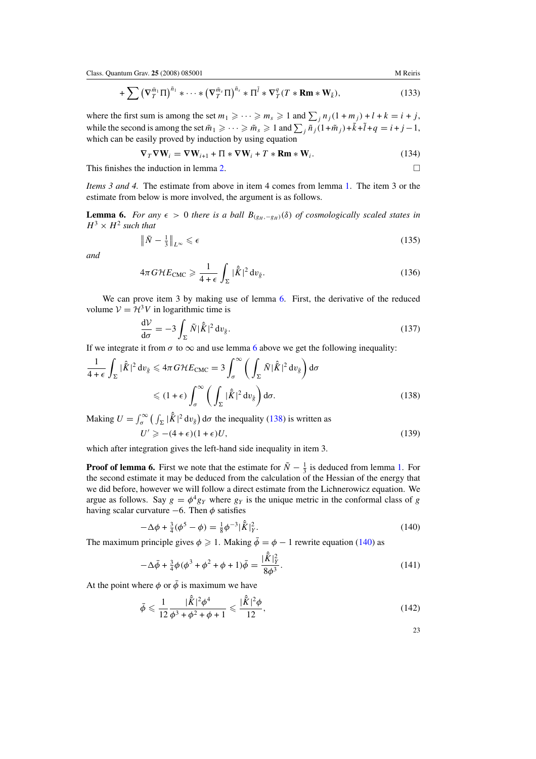$$+\sum \left(\nabla_T^{\tilde{m}_1}\Pi\right)^{\tilde{n}_1} * \cdots * \left(\nabla_T^{\tilde{m}_s}\Pi\right)^{\tilde{n}_s} * \Pi^{\tilde{l}} * \nabla_T^q(T * \mathbf{Rm} * \mathbf{W}_{\tilde{k}}), \tag{133}$$

where the first sum is among the set $m_1 \geqslant \cdots \geqslant m_s \geqslant 1$ and $\sum_j n_j(1+m_j) + l + k = i + j$, while the second is among the set $\tilde{m}_1 \geqslant \cdots \geqslant \tilde{m}_s \geqslant 1$ and $\sum_j \tilde{n}_j(1+\tilde{m}_j)+\tilde{k}+\tilde{l}+q = i+j-1$, which can be easily proved by induction by using equation

$$\nabla_T \nabla \mathbf{W}_i = \nabla \mathbf{W}_{i+1} + \Pi * \nabla \mathbf{W}_i + T * \mathbf{Rm} * \mathbf{W}_i. \tag{134}$$

This finishes the induction in lemma 2. $\square$

*Items 3 and 4.* The estimate from above in item 4 comes from lemma 1. The item 3 or the estimate from below is more involved, the argument is as follows.

**Lemma 6.** *For any $\epsilon > 0$ there is a ball $B_{(g_H,-g_H)}(\delta)$ of cosmologically scaled states in $H^3 \times H^2$ such that*

$$\left\|\tilde{N} - \tfrac{1}{3}\right\|_{L^\infty} \leqslant \epsilon \tag{135}$$

*and*

$$4\pi G\mathcal{H}E_{\mathrm{CMC}} \geqslant \frac{1}{4+\epsilon}\int_\Sigma |\hat{\tilde{K}}|^2 \,\mathrm{d}v_{\tilde{g}}. \tag{136}$$

We can prove item 3 by making use of lemma 6. First, the derivative of the reduced volume $\mathcal{V} = \mathcal{H}^3 V$ in logarithmic time is

$$\frac{\mathrm{d}\mathcal{V}}{\mathrm{d}\sigma} = -3\int_\Sigma \tilde{N}|\hat{\tilde{K}}|^2 \,\mathrm{d}v_{\tilde{g}}. \tag{137}$$

If we integrate it from $\sigma$ to $\infty$ and use lemma 6 above we get the following inequality:

$$\begin{aligned}\frac{1}{4+\epsilon}\int_\Sigma |\hat{\tilde{K}}|^2 \,\mathrm{d}v_{\tilde{g}} \leqslant 4\pi G\mathcal{H}E_{\mathrm{CMC}} &= 3\int_\sigma^\infty \left(\int_\Sigma \tilde{N}|\hat{\tilde{K}}|^2 \,\mathrm{d}v_{\tilde{g}}\right)\mathrm{d}\sigma \\ &\leqslant (1+\epsilon)\int_\sigma^\infty \left(\int_\Sigma |\hat{\tilde{K}}|^2 \,\mathrm{d}v_{\tilde{g}}\right)\mathrm{d}\sigma.\end{aligned} \tag{138}$$

Making $U = \int_\sigma^\infty \left(\int_\Sigma |\hat{\tilde{K}}|^2 \,\mathrm{d}v_{\tilde{g}}\right)\mathrm{d}\sigma$ the inequality (138) is written as

$$U' \geqslant -(4+\epsilon)(1+\epsilon)U, \tag{139}$$

which after integration gives the left-hand side inequality in item 3.

**Proof of lemma 6.** First we note that the estimate for $\tilde{N} - \frac{1}{3}$ is deduced from lemma 1. For the second estimate it may be deduced from the calculation of the Hessian of the energy that we did before, however we will follow a direct estimate from the Lichnerowicz equation. We argue as follows. Say $g = \phi^4 g_Y$ where $g_Y$ is the unique metric in the conformal class of $g$ having scalar curvature $-6$. Then $\phi$ satisfies

$$-\Delta\phi + \tfrac{3}{4}(\phi^5 - \phi) = \tfrac{1}{8}\phi^{-3}|\hat{\tilde{K}}|_Y^2. \tag{140}$$

The maximum principle gives $\phi \geqslant 1$. Making $\bar{\phi} = \phi - 1$ rewrite equation (140) as

$$-\Delta\bar{\phi} + \tfrac{3}{4}\phi(\phi^3 + \phi^2 + \phi + 1)\bar{\phi} = \frac{|\hat{\tilde{K}}|_Y^2}{8\phi^3}. \tag{141}$$

At the point where $\phi$ or $\bar{\phi}$ is maximum we have

$$\bar{\phi} \leqslant \frac{1}{12}\frac{|\hat{\tilde{K}}|^2\phi^4}{\phi^3 + \phi^2 + \phi + 1} \leqslant \frac{|\hat{\tilde{K}}|^2\phi}{12}, \tag{142}$$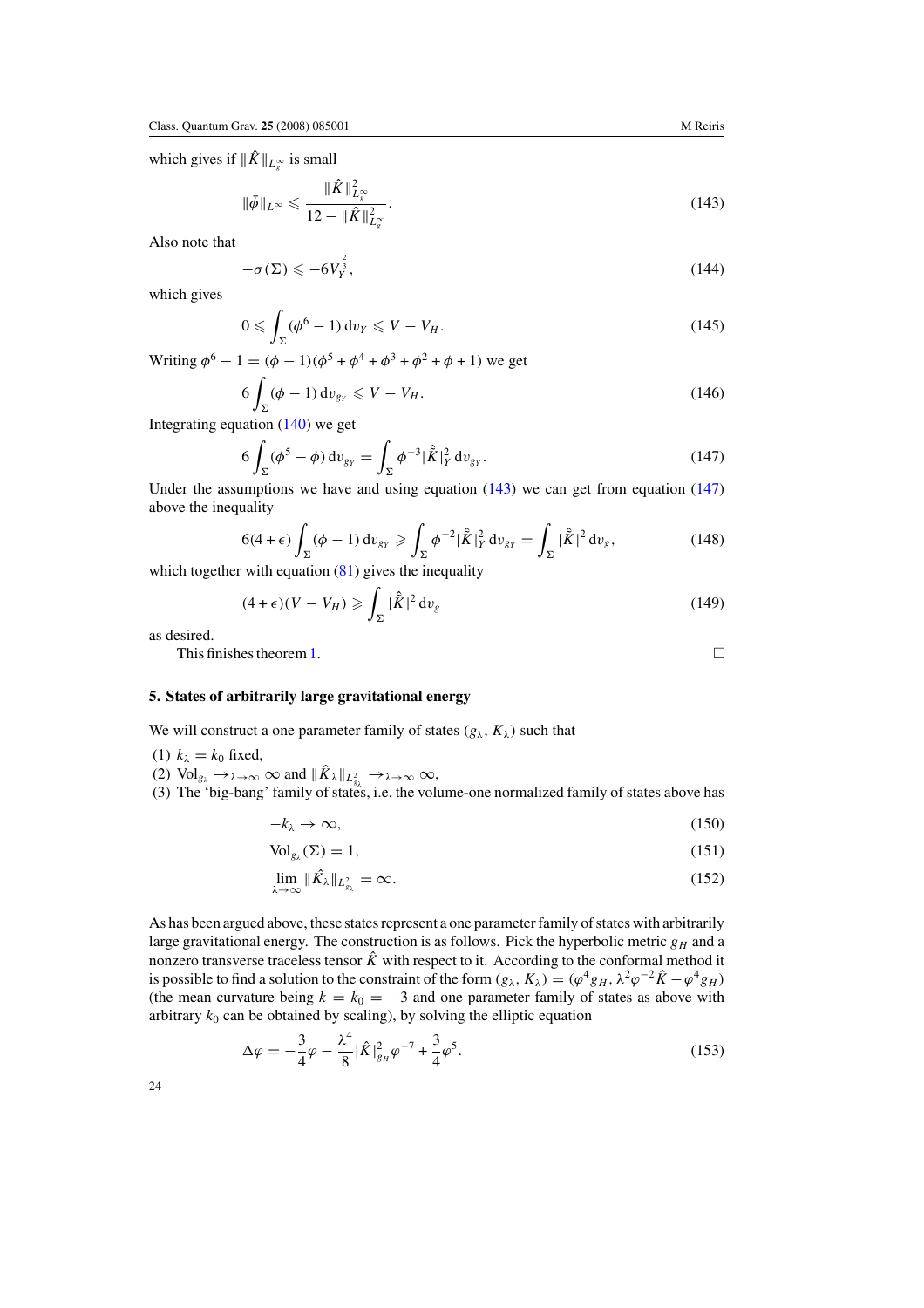which gives if $\|\hat{K}\|_{L^\infty_g}$ is small

$$\|\bar{\phi}\|_{L^\infty} \leqslant \frac{\|\hat{K}\|^2_{L^\infty_g}}{12 - \|\hat{K}\|^2_{L^\infty_g}}. \tag{143}$$

Also note that

$$-\sigma(\Sigma) \leqslant -6V_Y^{\frac{2}{3}}, \tag{144}$$

which gives

$$0 \leqslant \int_\Sigma (\phi^6 - 1)\,\mathrm{d}v_Y \leqslant V - V_H. \tag{145}$$

Writing $\phi^6 - 1 = (\phi - 1)(\phi^5 + \phi^4 + \phi^3 + \phi^2 + \phi + 1)$ we get

$$6\int_\Sigma (\phi - 1)\,\mathrm{d}v_{g_Y} \leqslant V - V_H. \tag{146}$$

Integrating equation (140) we get

$$6\int_\Sigma (\phi^5 - \phi)\,\mathrm{d}v_{g_Y} = \int_\Sigma \phi^{-3}|\hat{\hat{K}}|^2_Y\,\mathrm{d}v_{g_Y}. \tag{147}$$

Under the assumptions we have and using equation (143) we can get from equation (147) above the inequality

$$6(4+\epsilon)\int_\Sigma (\phi - 1)\,\mathrm{d}v_{g_Y} \geqslant \int_\Sigma \phi^{-2}|\hat{\hat{K}}|^2_Y\,\mathrm{d}v_{g_Y} = \int_\Sigma |\hat{\hat{K}}|^2\,\mathrm{d}v_g, \tag{148}$$

which together with equation (81) gives the inequality

$$(4+\epsilon)(V - V_H) \geqslant \int_\Sigma |\hat{\hat{K}}|^2\,\mathrm{d}v_g \tag{149}$$

as desired.

This finishes theorem 1. □

## 5. States of arbitrarily large gravitational energy

We will construct a one parameter family of states $(g_\lambda, K_\lambda)$ such that

(1) $k_\lambda = k_0$ fixed,
(2) $\mathrm{Vol}_{g_\lambda} \to_{\lambda\to\infty} \infty$ and $\|\hat{K}_\lambda\|_{L^2_{g_\lambda}} \to_{\lambda\to\infty} \infty$,
(3) The 'big-bang' family of states, i.e. the volume-one normalized family of states above has

$$-k_\lambda \to \infty, \tag{150}$$

$$\mathrm{Vol}_{g_\lambda}(\Sigma) = 1, \tag{151}$$

$$\lim_{\lambda\to\infty} \|\hat{K}_\lambda\|_{L^2_{g_\lambda}} = \infty. \tag{152}$$

As has been argued above, these states represent a one parameter family of states with arbitrarily large gravitational energy. The construction is as follows. Pick the hyperbolic metric $g_H$ and a nonzero transverse traceless tensor $\hat{K}$ with respect to it. According to the conformal method it is possible to find a solution to the constraint of the form $(g_\lambda, K_\lambda) = (\varphi^4 g_H, \lambda^2\varphi^{-2}\hat{K} - \varphi^4 g_H)$ (the mean curvature being $k = k_0 = -3$ and one parameter family of states as above with arbitrary $k_0$ can be obtained by scaling), by solving the elliptic equation

$$\Delta\varphi = -\frac{3}{4}\varphi - \frac{\lambda^4}{8}|\hat{K}|^2_{g_H}\varphi^{-7} + \frac{3}{4}\varphi^5. \tag{153}$$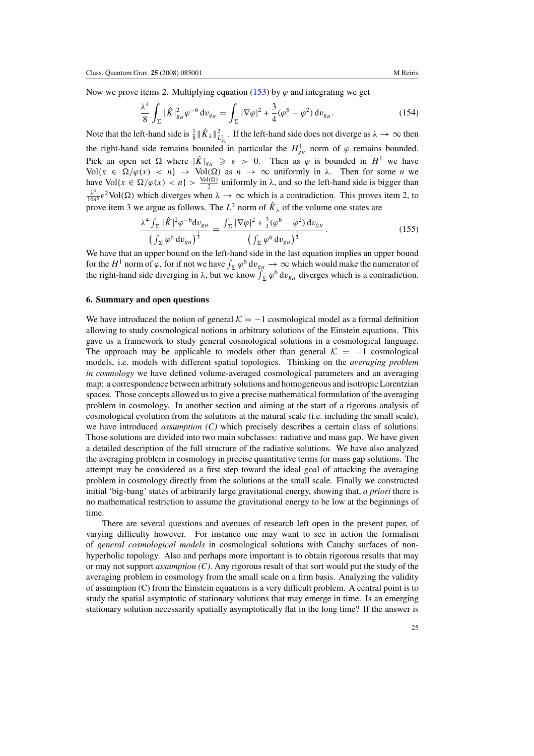Now we prove items 2. Multiplying equation (153) by $\varphi$ and integrating we get

$$\frac{\lambda^4}{8}\int_\Sigma |\hat{K}|^2_{g_H}\varphi^{-6}\,\mathrm{d}v_{g_H} = \int_\Sigma |\nabla\varphi|^2 + \frac{3}{4}(\varphi^6 - \varphi^2)\,\mathrm{d}v_{g_H}. \tag{154}$$

Note that the left-hand side is $\frac{1}{8}\|\hat{K}_\lambda\|^2_{L^2_{g_\lambda}}$. If the left-hand side does not diverge as $\lambda \to \infty$ then the right-hand side remains bounded in particular the $H^1_{g_H}$ norm of $\varphi$ remains bounded. Pick an open set $\Omega$ where $|\hat{K}|_{g_H} \geqslant \epsilon > 0$. Then as $\varphi$ is bounded in $H^1$ we have $\mathrm{Vol}\{x \in \Omega/\varphi(x) < n\} \to \mathrm{Vol}(\Omega)$ as $n \to \infty$ uniformly in $\lambda$. Then for some $n$ we have $\mathrm{Vol}\{x \in \Omega/\varphi(x) < n\} > \frac{\mathrm{Vol}(\Omega)}{2}$ uniformly in $\lambda$, and so the left-hand side is bigger than $\frac{\lambda^4}{16n^6}\epsilon^2\mathrm{Vol}(\Omega)$ which diverges when $\lambda \to \infty$ which is a contradiction. This proves item 2, to prove item 3 we argue as follows. The $L^2$ norm of $\hat{K}_\lambda$ of the volume one states are

$$\frac{\lambda^4\int_\Sigma |\hat{K}|^2\varphi^{-6}\mathrm{d}v_{g_H}}{\left(\int_\Sigma \varphi^6\,\mathrm{d}v_{g_H}\right)^{\frac{1}{3}}} = \frac{\int_\Sigma |\nabla\varphi|^2 + \frac{3}{4}(\varphi^6 - \varphi^2)\,\mathrm{d}v_{g_H}}{\left(\int_\Sigma \varphi^6\,\mathrm{d}v_{g_H}\right)^{\frac{1}{3}}}. \tag{155}$$

We have that an upper bound on the left-hand side in the last equation implies an upper bound for the $H^1$ norm of $\varphi$, for if not we have $\int_\Sigma \varphi^6\,\mathrm{d}v_{g_H} \to \infty$ which would make the numerator of the right-hand side diverging in $\lambda$, but we know $\int_\Sigma \varphi^6\,\mathrm{d}v_{g_H}$ diverges which is a contradiction.

## 6. Summary and open questions

We have introduced the notion of general $\mathcal{K} = -1$ cosmological model as a formal definition allowing to study cosmological notions in arbitrary solutions of the Einstein equations. This gave us a framework to study general cosmological solutions in a cosmological language. The approach may be applicable to models other than general $\mathcal{K} = -1$ cosmological models, i.e. models with different spatial topologies. Thinking on the *averaging problem in cosmology* we have defined volume-averaged cosmological parameters and an averaging map: a correspondence between arbitrary solutions and homogeneous and isotropic Lorentzian spaces. Those concepts allowed us to give a precise mathematical formulation of the averaging problem in cosmology. In another section and aiming at the start of a rigorous analysis of cosmological evolution from the solutions at the natural scale (i.e. including the small scale), we have introduced *assumption (C)* which precisely describes a certain class of solutions. Those solutions are divided into two main subclasses: radiative and mass gap. We have given a detailed description of the full structure of the radiative solutions. We have also analyzed the averaging problem in cosmology in precise quantitative terms for mass gap solutions. The attempt may be considered as a first step toward the ideal goal of attacking the averaging problem in cosmology directly from the solutions at the small scale. Finally we constructed initial 'big-bang' states of arbitrarily large gravitational energy, showing that, *a priori* there is no mathematical restriction to assume the gravitational energy to be low at the beginnings of time.

There are several questions and avenues of research left open in the present paper, of varying difficulty however. For instance one may want to see in action the formalism of *general cosmological models* in cosmological solutions with Cauchy surfaces of non-hyperbolic topology. Also and perhaps more important is to obtain rigorous results that may or may not support *assumption (C)*. Any rigorous result of that sort would put the study of the averaging problem in cosmology from the small scale on a firm basis. Analyzing the validity of assumption (C) from the Einstein equations is a very difficult problem. A central point is to study the spatial asymptotic of stationary solutions that may emerge in time. Is an emerging stationary solution necessarily spatially asymptotically flat in the long time? If the answer is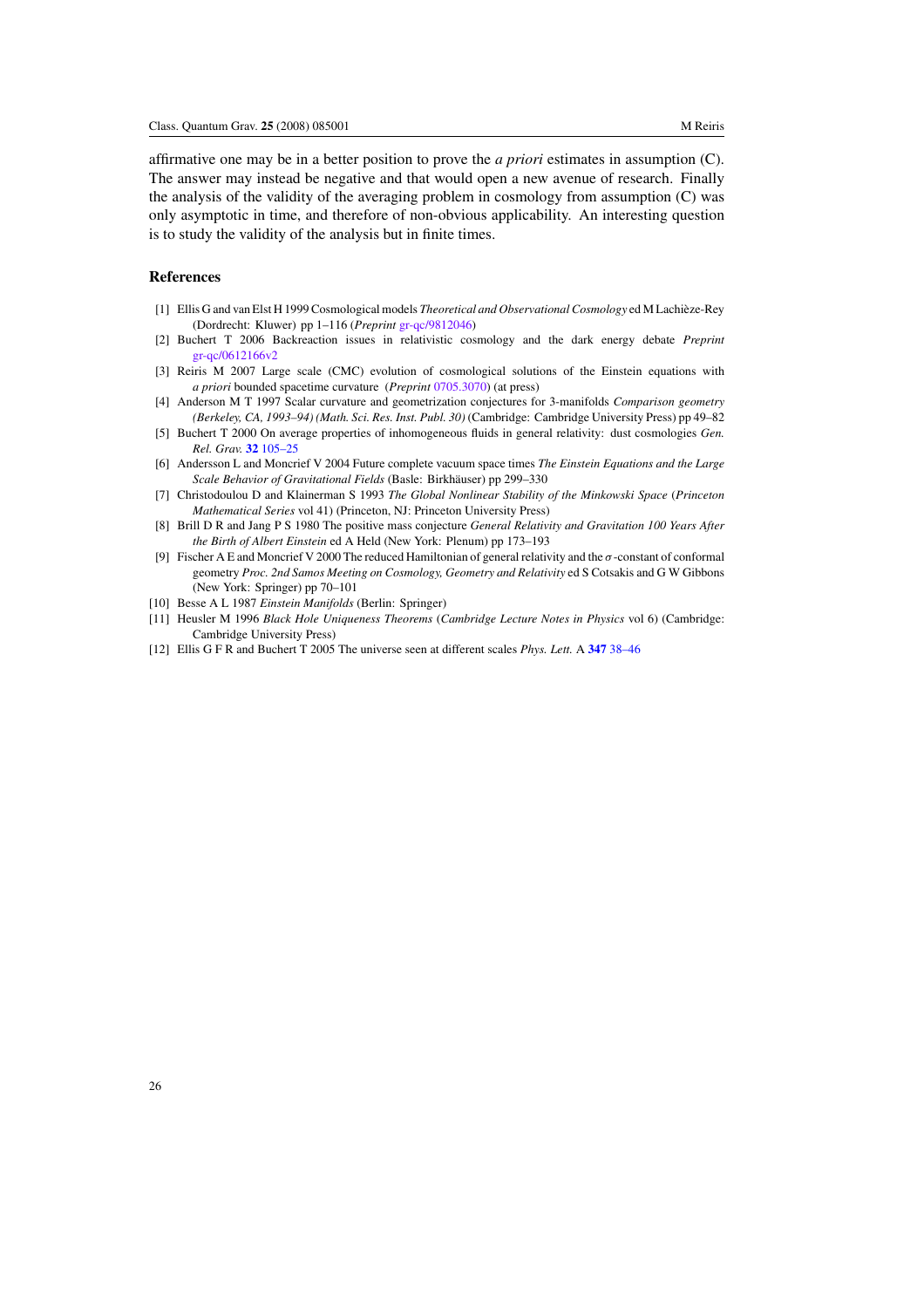affirmative one may be in a better position to prove the *a priori* estimates in assumption (C). The answer may instead be negative and that would open a new avenue of research. Finally the analysis of the validity of the averaging problem in cosmology from assumption (C) was only asymptotic in time, and therefore of non-obvious applicability. An interesting question is to study the validity of the analysis but in finite times.

## References

[1] Ellis G and van Elst H 1999 Cosmological models *Theoretical and Observational Cosmology* ed M Lachièze-Rey (Dordrecht: Kluwer) pp 1–116 (*Preprint* gr-qc/9812046)

[2] Buchert T 2006 Backreaction issues in relativistic cosmology and the dark energy debate *Preprint* gr-qc/0612166v2

[3] Reiris M 2007 Large scale (CMC) evolution of cosmological solutions of the Einstein equations with *a priori* bounded spacetime curvature (*Preprint* 0705.3070) (at press)

[4] Anderson M T 1997 Scalar curvature and geometrization conjectures for 3-manifolds *Comparison geometry (Berkeley, CA, 1993–94) (Math. Sci. Res. Inst. Publ. 30)* (Cambridge: Cambridge University Press) pp 49–82

[5] Buchert T 2000 On average properties of inhomogeneous fluids in general relativity: dust cosmologies *Gen. Rel. Grav.* **32** 105–25

[6] Andersson L and Moncrief V 2004 Future complete vacuum space times *The Einstein Equations and the Large Scale Behavior of Gravitational Fields* (Basle: Birkhäuser) pp 299–330

[7] Christodoulou D and Klainerman S 1993 *The Global Nonlinear Stability of the Minkowski Space* (*Princeton Mathematical Series* vol 41) (Princeton, NJ: Princeton University Press)

[8] Brill D R and Jang P S 1980 The positive mass conjecture *General Relativity and Gravitation 100 Years After the Birth of Albert Einstein* ed A Held (New York: Plenum) pp 173–193

[9] Fischer A E and Moncrief V 2000 The reduced Hamiltonian of general relativity and the $\sigma$-constant of conformal geometry *Proc. 2nd Samos Meeting on Cosmology, Geometry and Relativity* ed S Cotsakis and G W Gibbons (New York: Springer) pp 70–101

[10] Besse A L 1987 *Einstein Manifolds* (Berlin: Springer)

[11] Heusler M 1996 *Black Hole Uniqueness Theorems* (*Cambridge Lecture Notes in Physics* vol 6) (Cambridge: Cambridge University Press)

[12] Ellis G F R and Buchert T 2005 The universe seen at different scales *Phys. Lett.* A **347** 38–46